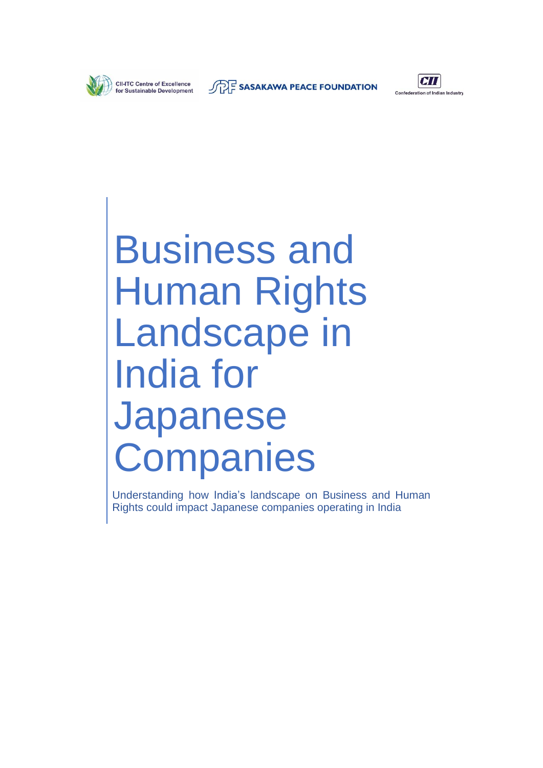CII-ITC Centre of Excellence for Sustainable Development

SASAKAWA PEACE FOUNDATION

CII Confederation of Indian Industry

# Business and Human Rights Landscape in India for Japanese Companies

Understanding how India's landscape on Business and Human Rights could impact Japanese companies operating in India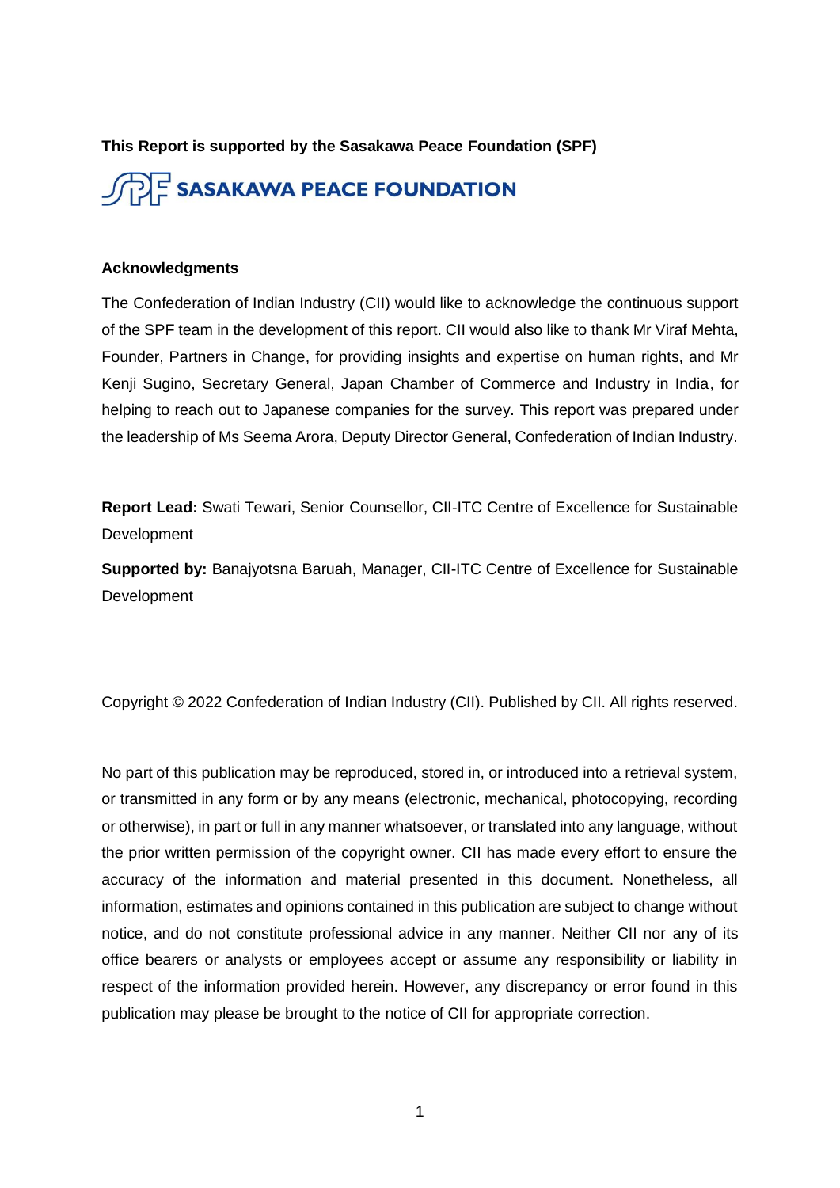**This Report is supported by the Sasakawa Peace Foundation (SPF)**

SASAKAWA PEACE FOUNDATION

**Acknowledgments**

The Confederation of Indian Industry (CII) would like to acknowledge the continuous support of the SPF team in the development of this report. CII would also like to thank Mr Viraf Mehta, Founder, Partners in Change, for providing insights and expertise on human rights, and Mr Kenji Sugino, Secretary General, Japan Chamber of Commerce and Industry in India, for helping to reach out to Japanese companies for the survey. This report was prepared under the leadership of Ms Seema Arora, Deputy Director General, Confederation of Indian Industry.

**Report Lead:** Swati Tewari, Senior Counsellor, CII-ITC Centre of Excellence for Sustainable Development

**Supported by:** Banajyotsna Baruah, Manager, CII-ITC Centre of Excellence for Sustainable Development

Copyright © 2022 Confederation of Indian Industry (CII). Published by CII. All rights reserved.

No part of this publication may be reproduced, stored in, or introduced into a retrieval system, or transmitted in any form or by any means (electronic, mechanical, photocopying, recording or otherwise), in part or full in any manner whatsoever, or translated into any language, without the prior written permission of the copyright owner. CII has made every effort to ensure the accuracy of the information and material presented in this document. Nonetheless, all information, estimates and opinions contained in this publication are subject to change without notice, and do not constitute professional advice in any manner. Neither CII nor any of its office bearers or analysts or employees accept or assume any responsibility or liability in respect of the information provided herein. However, any discrepancy or error found in this publication may please be brought to the notice of CII for appropriate correction.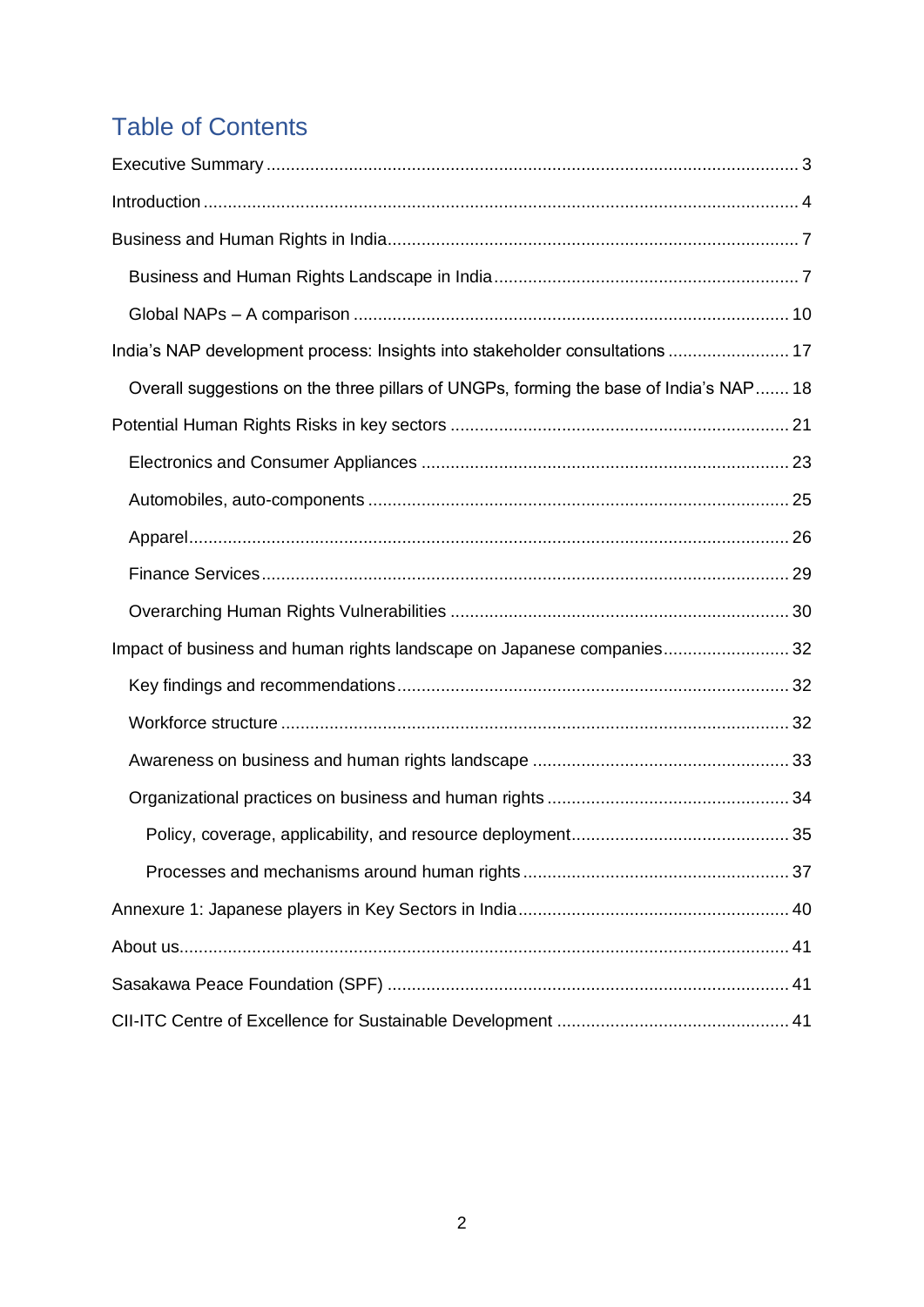# Table of Contents

- Executive Summary ..... 3
- Introduction ..... 4
- Business and Human Rights in India ..... 7
  - Business and Human Rights Landscape in India ..... 7
  - Global NAPs – A comparison ..... 10
- India's NAP development process: Insights into stakeholder consultations ..... 17
  - Overall suggestions on the three pillars of UNGPs, forming the base of India's NAP ..... 18
- Potential Human Rights Risks in key sectors ..... 21
  - Electronics and Consumer Appliances ..... 23
  - Automobiles, auto-components ..... 25
  - Apparel ..... 26
  - Finance Services ..... 29
  - Overarching Human Rights Vulnerabilities ..... 30
- Impact of business and human rights landscape on Japanese companies ..... 32
  - Key findings and recommendations ..... 32
  - Workforce structure ..... 32
  - Awareness on business and human rights landscape ..... 33
  - Organizational practices on business and human rights ..... 34
    - Policy, coverage, applicability, and resource deployment ..... 35
    - Processes and mechanisms around human rights ..... 37
- Annexure 1: Japanese players in Key Sectors in India ..... 40
- About us ..... 41
- Sasakawa Peace Foundation (SPF) ..... 41
- CII-ITC Centre of Excellence for Sustainable Development ..... 41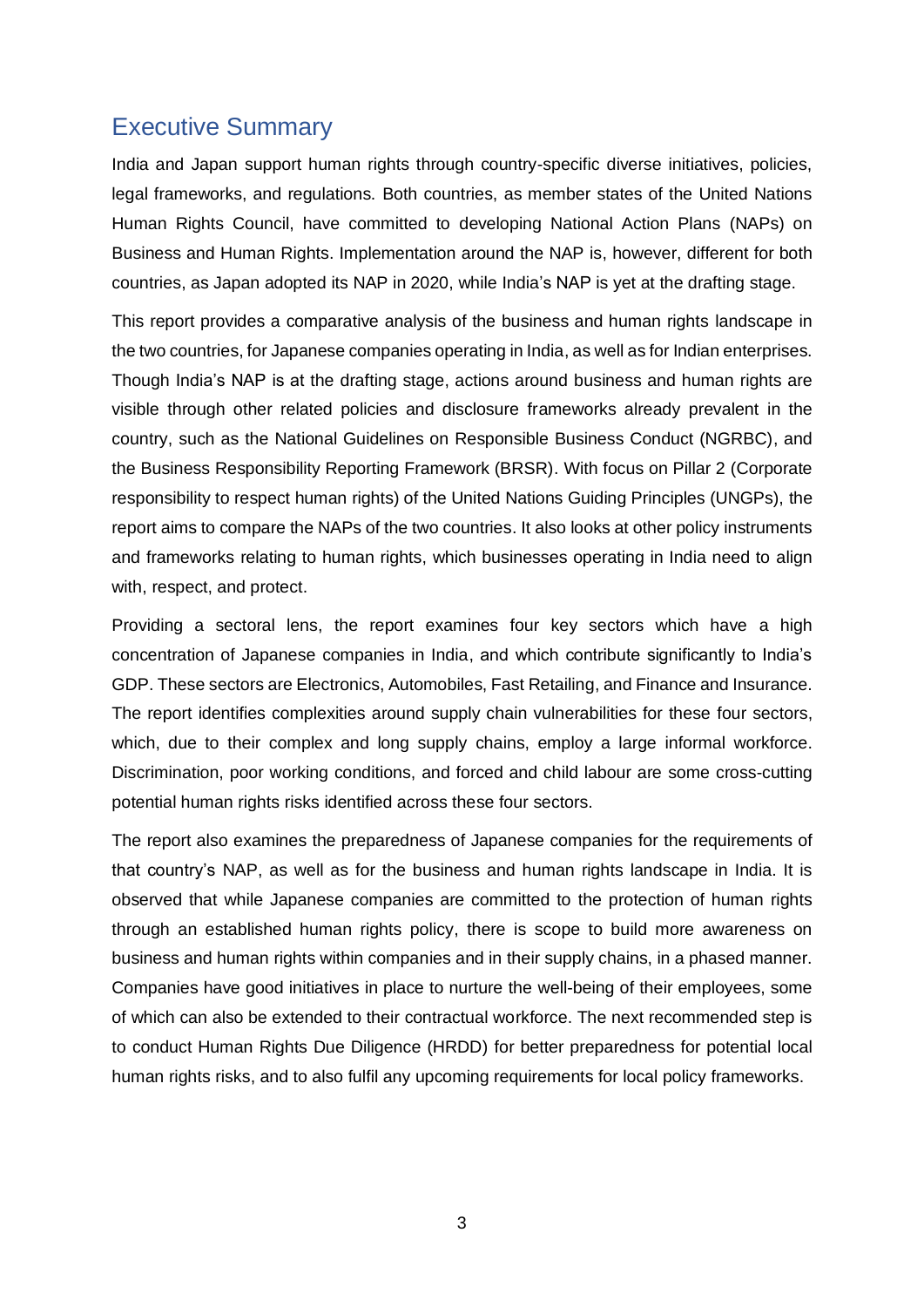## Executive Summary

India and Japan support human rights through country-specific diverse initiatives, policies, legal frameworks, and regulations. Both countries, as member states of the United Nations Human Rights Council, have committed to developing National Action Plans (NAPs) on Business and Human Rights. Implementation around the NAP is, however, different for both countries, as Japan adopted its NAP in 2020, while India's NAP is yet at the drafting stage.

This report provides a comparative analysis of the business and human rights landscape in the two countries, for Japanese companies operating in India, as well as for Indian enterprises. Though India's NAP is at the drafting stage, actions around business and human rights are visible through other related policies and disclosure frameworks already prevalent in the country, such as the National Guidelines on Responsible Business Conduct (NGRBC), and the Business Responsibility Reporting Framework (BRSR). With focus on Pillar 2 (Corporate responsibility to respect human rights) of the United Nations Guiding Principles (UNGPs), the report aims to compare the NAPs of the two countries. It also looks at other policy instruments and frameworks relating to human rights, which businesses operating in India need to align with, respect, and protect.

Providing a sectoral lens, the report examines four key sectors which have a high concentration of Japanese companies in India, and which contribute significantly to India's GDP. These sectors are Electronics, Automobiles, Fast Retailing, and Finance and Insurance. The report identifies complexities around supply chain vulnerabilities for these four sectors, which, due to their complex and long supply chains, employ a large informal workforce. Discrimination, poor working conditions, and forced and child labour are some cross-cutting potential human rights risks identified across these four sectors.

The report also examines the preparedness of Japanese companies for the requirements of that country's NAP, as well as for the business and human rights landscape in India. It is observed that while Japanese companies are committed to the protection of human rights through an established human rights policy, there is scope to build more awareness on business and human rights within companies and in their supply chains, in a phased manner. Companies have good initiatives in place to nurture the well-being of their employees, some of which can also be extended to their contractual workforce. The next recommended step is to conduct Human Rights Due Diligence (HRDD) for better preparedness for potential local human rights risks, and to also fulfil any upcoming requirements for local policy frameworks.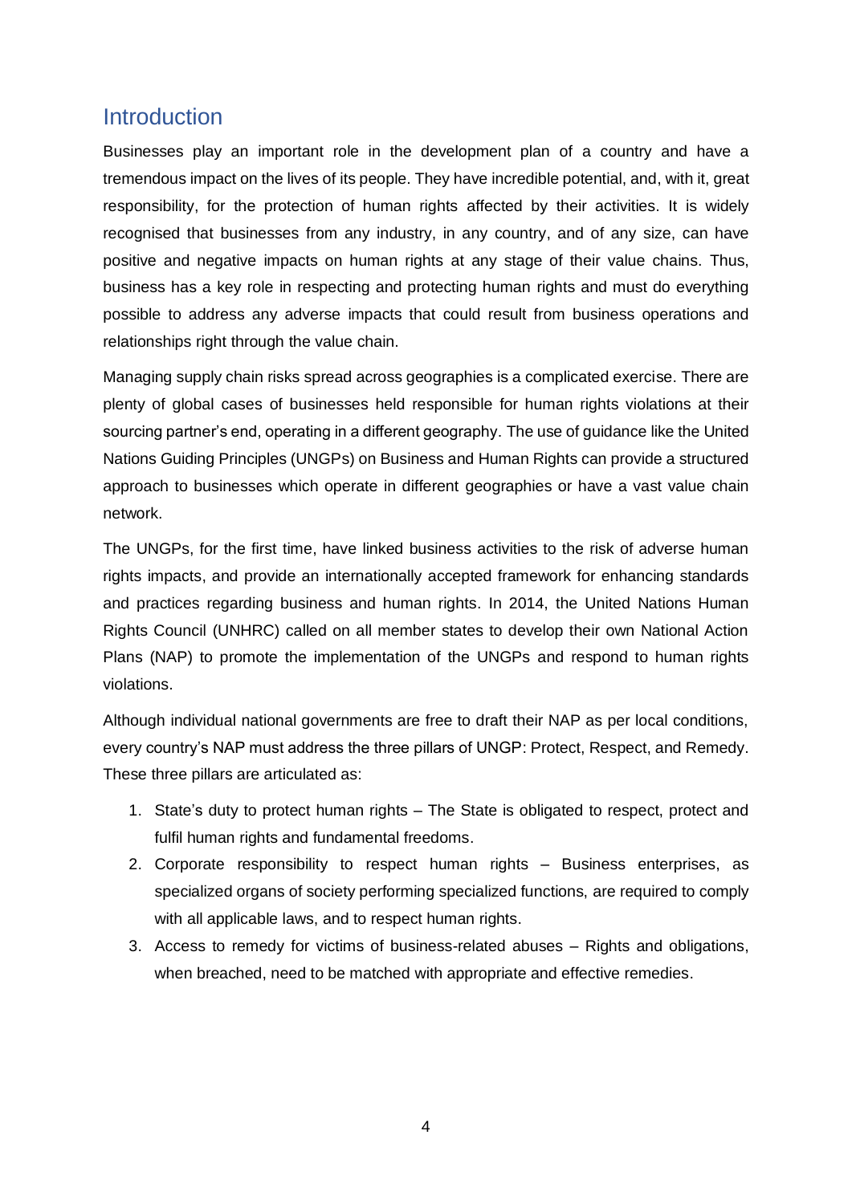# Introduction

Businesses play an important role in the development plan of a country and have a tremendous impact on the lives of its people. They have incredible potential, and, with it, great responsibility, for the protection of human rights affected by their activities. It is widely recognised that businesses from any industry, in any country, and of any size, can have positive and negative impacts on human rights at any stage of their value chains. Thus, business has a key role in respecting and protecting human rights and must do everything possible to address any adverse impacts that could result from business operations and relationships right through the value chain.

Managing supply chain risks spread across geographies is a complicated exercise. There are plenty of global cases of businesses held responsible for human rights violations at their sourcing partner's end, operating in a different geography. The use of guidance like the United Nations Guiding Principles (UNGPs) on Business and Human Rights can provide a structured approach to businesses which operate in different geographies or have a vast value chain network.

The UNGPs, for the first time, have linked business activities to the risk of adverse human rights impacts, and provide an internationally accepted framework for enhancing standards and practices regarding business and human rights. In 2014, the United Nations Human Rights Council (UNHRC) called on all member states to develop their own National Action Plans (NAP) to promote the implementation of the UNGPs and respond to human rights violations.

Although individual national governments are free to draft their NAP as per local conditions, every country's NAP must address the three pillars of UNGP: Protect, Respect, and Remedy. These three pillars are articulated as:

1. State's duty to protect human rights – The State is obligated to respect, protect and fulfil human rights and fundamental freedoms.
2. Corporate responsibility to respect human rights – Business enterprises, as specialized organs of society performing specialized functions, are required to comply with all applicable laws, and to respect human rights.
3. Access to remedy for victims of business-related abuses – Rights and obligations, when breached, need to be matched with appropriate and effective remedies.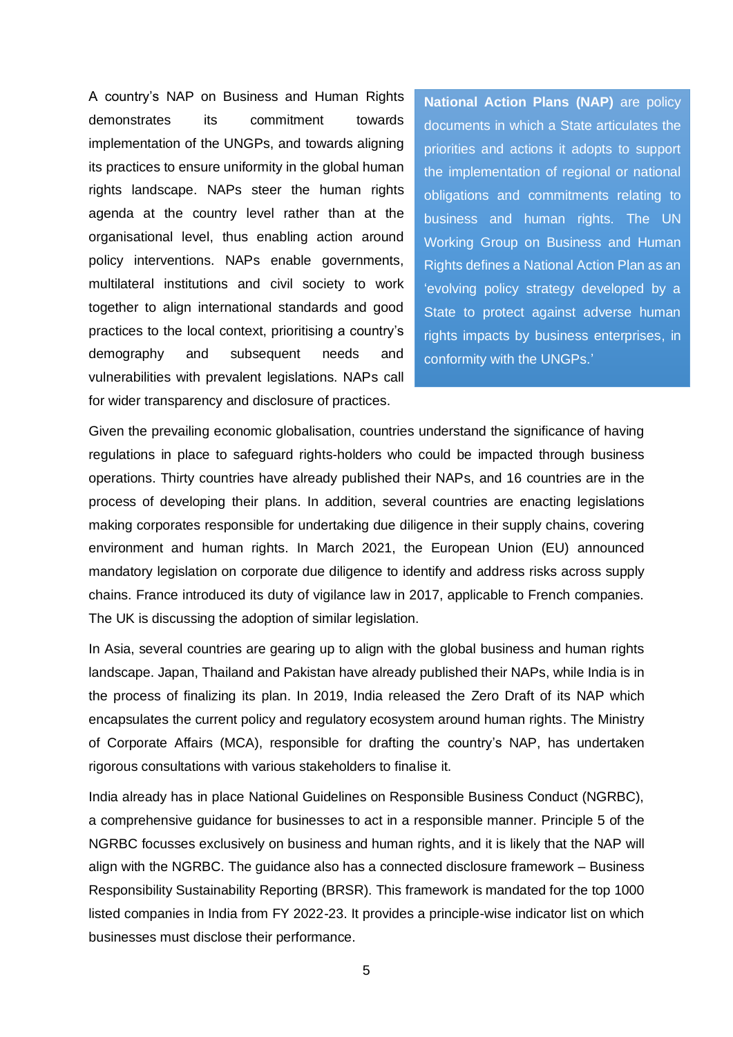A country's NAP on Business and Human Rights demonstrates its commitment towards implementation of the UNGPs, and towards aligning its practices to ensure uniformity in the global human rights landscape. NAPs steer the human rights agenda at the country level rather than at the organisational level, thus enabling action around policy interventions. NAPs enable governments, multilateral institutions and civil society to work together to align international standards and good practices to the local context, prioritising a country's demography and subsequent needs and vulnerabilities with prevalent legislations. NAPs call for wider transparency and disclosure of practices.

**National Action Plans (NAP)** are policy documents in which a State articulates the priorities and actions it adopts to support the implementation of regional or national obligations and commitments relating to business and human rights. The UN Working Group on Business and Human Rights defines a National Action Plan as an 'evolving policy strategy developed by a State to protect against adverse human rights impacts by business enterprises, in conformity with the UNGPs.'

Given the prevailing economic globalisation, countries understand the significance of having regulations in place to safeguard rights-holders who could be impacted through business operations. Thirty countries have already published their NAPs, and 16 countries are in the process of developing their plans. In addition, several countries are enacting legislations making corporates responsible for undertaking due diligence in their supply chains, covering environment and human rights. In March 2021, the European Union (EU) announced mandatory legislation on corporate due diligence to identify and address risks across supply chains. France introduced its duty of vigilance law in 2017, applicable to French companies. The UK is discussing the adoption of similar legislation.

In Asia, several countries are gearing up to align with the global business and human rights landscape. Japan, Thailand and Pakistan have already published their NAPs, while India is in the process of finalizing its plan. In 2019, India released the Zero Draft of its NAP which encapsulates the current policy and regulatory ecosystem around human rights. The Ministry of Corporate Affairs (MCA), responsible for drafting the country's NAP, has undertaken rigorous consultations with various stakeholders to finalise it.

India already has in place National Guidelines on Responsible Business Conduct (NGRBC), a comprehensive guidance for businesses to act in a responsible manner. Principle 5 of the NGRBC focusses exclusively on business and human rights, and it is likely that the NAP will align with the NGRBC. The guidance also has a connected disclosure framework – Business Responsibility Sustainability Reporting (BRSR). This framework is mandated for the top 1000 listed companies in India from FY 2022-23. It provides a principle-wise indicator list on which businesses must disclose their performance.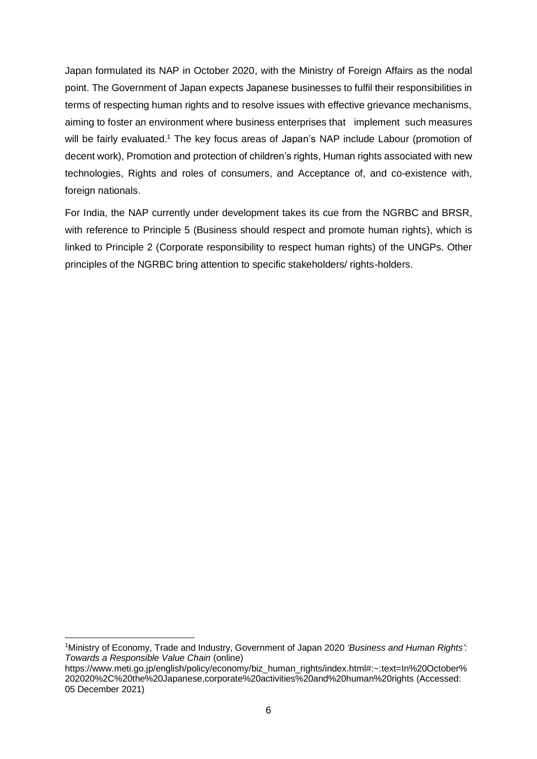Japan formulated its NAP in October 2020, with the Ministry of Foreign Affairs as the nodal point. The Government of Japan expects Japanese businesses to fulfil their responsibilities in terms of respecting human rights and to resolve issues with effective grievance mechanisms, aiming to foster an environment where business enterprises that implement such measures will be fairly evaluated.[1] The key focus areas of Japan's NAP include Labour (promotion of decent work), Promotion and protection of children's rights, Human rights associated with new technologies, Rights and roles of consumers, and Acceptance of, and co-existence with, foreign nationals.

For India, the NAP currently under development takes its cue from the NGRBC and BRSR, with reference to Principle 5 (Business should respect and promote human rights), which is linked to Principle 2 (Corporate responsibility to respect human rights) of the UNGPs. Other principles of the NGRBC bring attention to specific stakeholders/ rights-holders.

---

[1] Ministry of Economy, Trade and Industry, Government of Japan 2020 *'Business and Human Rights': Towards a Responsible Value Chain* (online) https://www.meti.go.jp/english/policy/economy/biz_human_rights/index.html#:~:text=In%20October%202020%2C%20the%20Japanese,corporate%20activities%20and%20human%20rights (Accessed: 05 December 2021)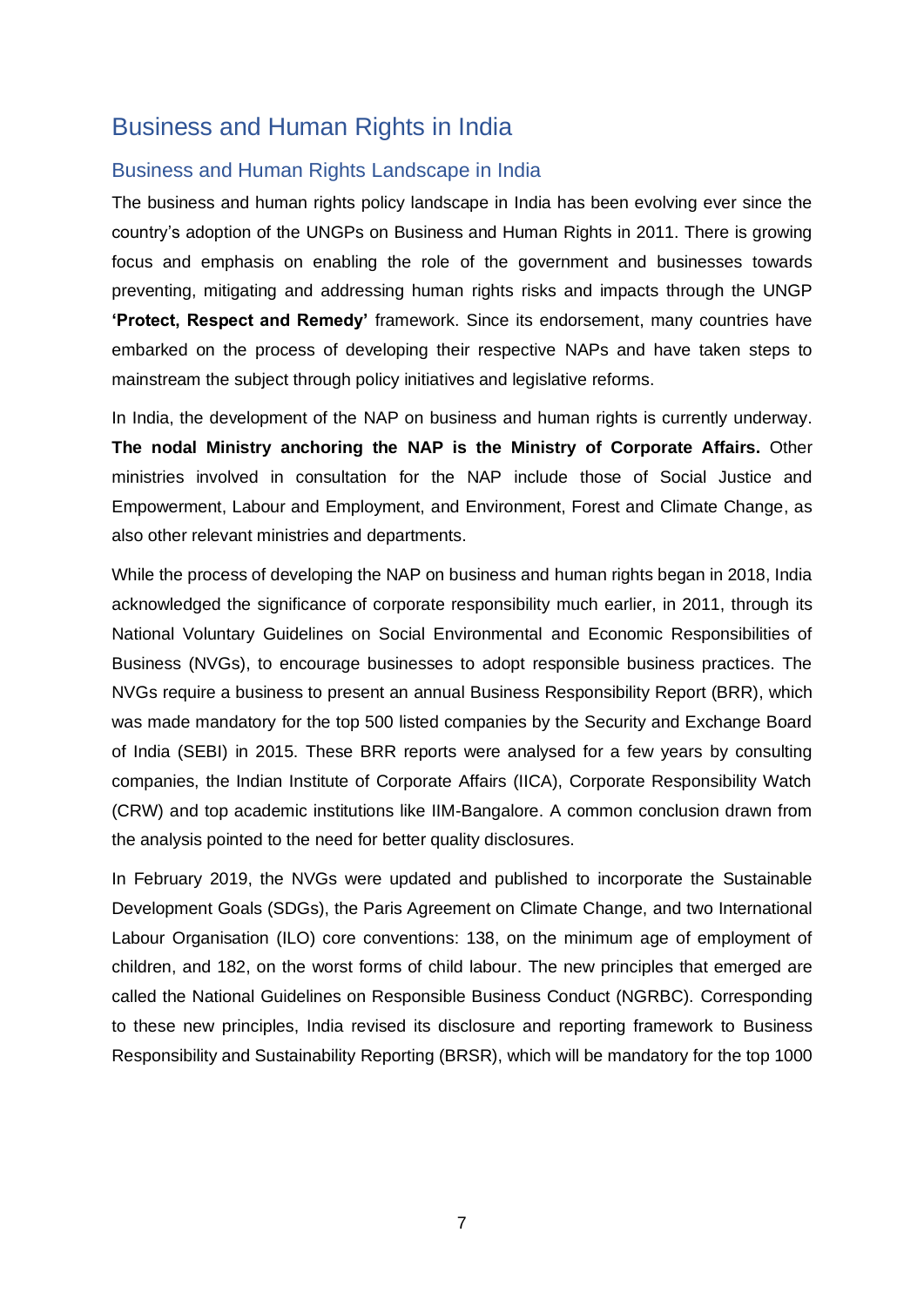# Business and Human Rights in India

## Business and Human Rights Landscape in India

The business and human rights policy landscape in India has been evolving ever since the country's adoption of the UNGPs on Business and Human Rights in 2011. There is growing focus and emphasis on enabling the role of the government and businesses towards preventing, mitigating and addressing human rights risks and impacts through the UNGP **'Protect, Respect and Remedy'** framework. Since its endorsement, many countries have embarked on the process of developing their respective NAPs and have taken steps to mainstream the subject through policy initiatives and legislative reforms.

In India, the development of the NAP on business and human rights is currently underway. **The nodal Ministry anchoring the NAP is the Ministry of Corporate Affairs.** Other ministries involved in consultation for the NAP include those of Social Justice and Empowerment, Labour and Employment, and Environment, Forest and Climate Change, as also other relevant ministries and departments.

While the process of developing the NAP on business and human rights began in 2018, India acknowledged the significance of corporate responsibility much earlier, in 2011, through its National Voluntary Guidelines on Social Environmental and Economic Responsibilities of Business (NVGs), to encourage businesses to adopt responsible business practices. The NVGs require a business to present an annual Business Responsibility Report (BRR), which was made mandatory for the top 500 listed companies by the Security and Exchange Board of India (SEBI) in 2015. These BRR reports were analysed for a few years by consulting companies, the Indian Institute of Corporate Affairs (IICA), Corporate Responsibility Watch (CRW) and top academic institutions like IIM-Bangalore. A common conclusion drawn from the analysis pointed to the need for better quality disclosures.

In February 2019, the NVGs were updated and published to incorporate the Sustainable Development Goals (SDGs), the Paris Agreement on Climate Change, and two International Labour Organisation (ILO) core conventions: 138, on the minimum age of employment of children, and 182, on the worst forms of child labour. The new principles that emerged are called the National Guidelines on Responsible Business Conduct (NGRBC). Corresponding to these new principles, India revised its disclosure and reporting framework to Business Responsibility and Sustainability Reporting (BRSR), which will be mandatory for the top 1000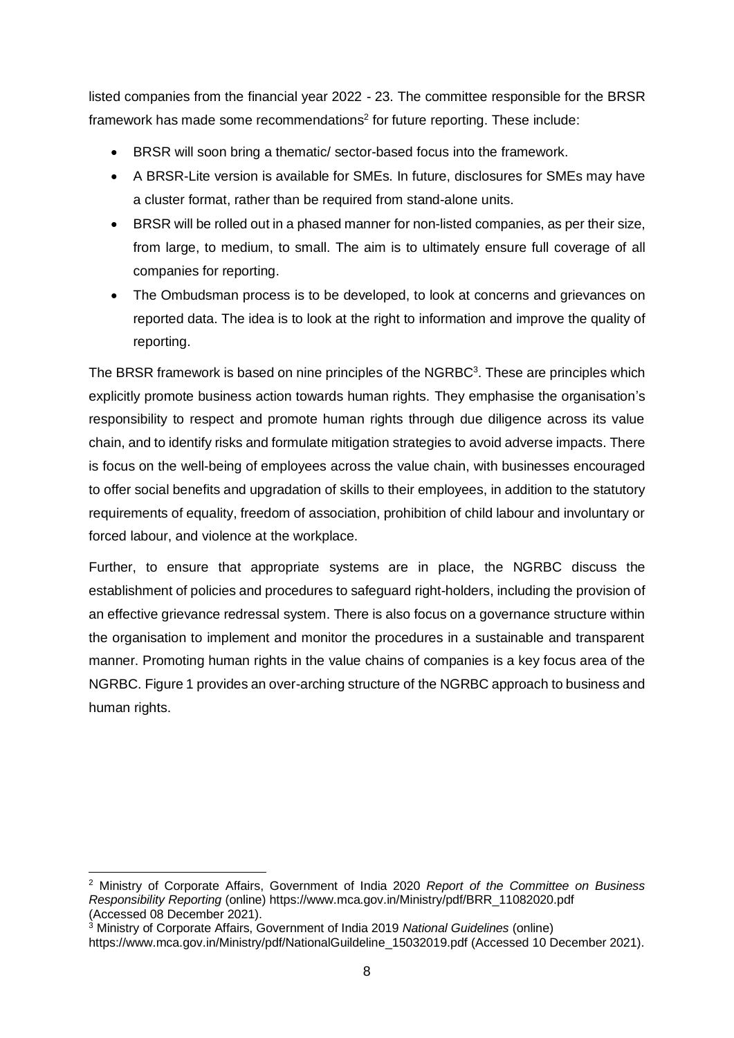listed companies from the financial year 2022 - 23. The committee responsible for the BRSR framework has made some recommendations[2] for future reporting. These include:

- BRSR will soon bring a thematic/ sector-based focus into the framework.
- A BRSR-Lite version is available for SMEs. In future, disclosures for SMEs may have a cluster format, rather than be required from stand-alone units.
- BRSR will be rolled out in a phased manner for non-listed companies, as per their size, from large, to medium, to small. The aim is to ultimately ensure full coverage of all companies for reporting.
- The Ombudsman process is to be developed, to look at concerns and grievances on reported data. The idea is to look at the right to information and improve the quality of reporting.

The BRSR framework is based on nine principles of the NGRBC[3]. These are principles which explicitly promote business action towards human rights. They emphasise the organisation's responsibility to respect and promote human rights through due diligence across its value chain, and to identify risks and formulate mitigation strategies to avoid adverse impacts. There is focus on the well-being of employees across the value chain, with businesses encouraged to offer social benefits and upgradation of skills to their employees, in addition to the statutory requirements of equality, freedom of association, prohibition of child labour and involuntary or forced labour, and violence at the workplace.

Further, to ensure that appropriate systems are in place, the NGRBC discuss the establishment of policies and procedures to safeguard right-holders, including the provision of an effective grievance redressal system. There is also focus on a governance structure within the organisation to implement and monitor the procedures in a sustainable and transparent manner. Promoting human rights in the value chains of companies is a key focus area of the NGRBC. Figure 1 provides an over-arching structure of the NGRBC approach to business and human rights.

---

[2] Ministry of Corporate Affairs, Government of India 2020 *Report of the Committee on Business Responsibility Reporting* (online) https://www.mca.gov.in/Ministry/pdf/BRR_11082020.pdf (Accessed 08 December 2021).

[3] Ministry of Corporate Affairs, Government of India 2019 *National Guidelines* (online) https://www.mca.gov.in/Ministry/pdf/NationalGuildeline_15032019.pdf (Accessed 10 December 2021).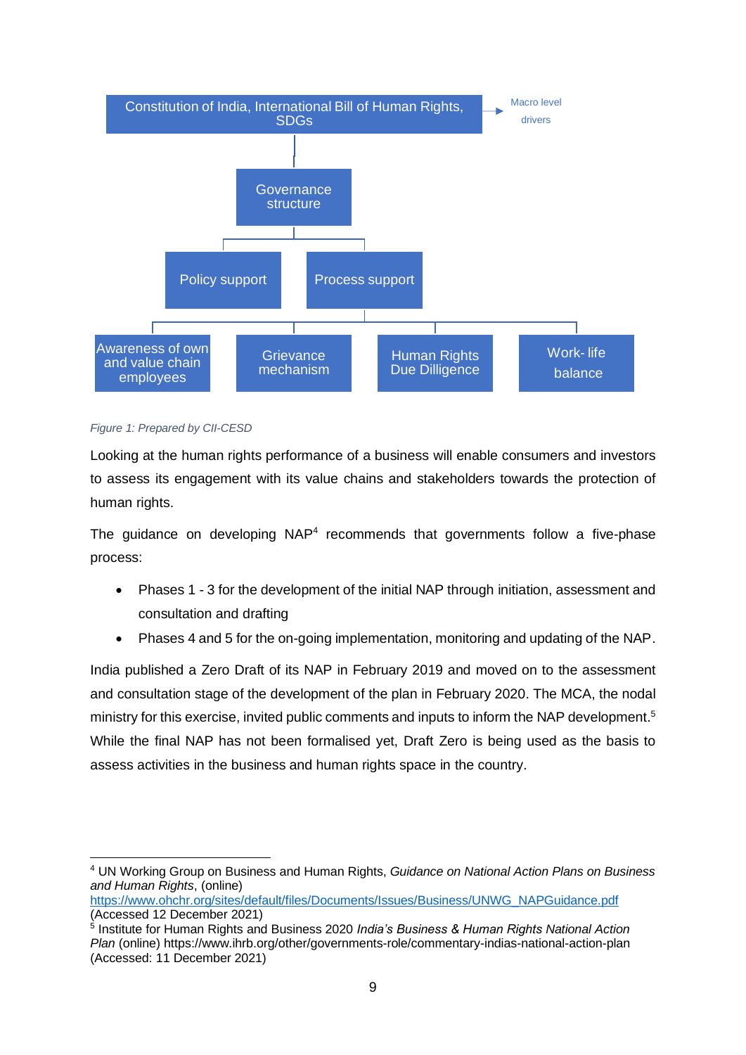Constitution of India, International Bill of Human Rights, SDGs → Macro level drivers

Governance structure

Policy support

Process support

Awareness of own and value chain employees

Grievance mechanism

Human Rights Due Dilligence

Work- life balance

*Figure 1: Prepared by CII-CESD*

Looking at the human rights performance of a business will enable consumers and investors to assess its engagement with its value chains and stakeholders towards the protection of human rights.

The guidance on developing NAP[4] recommends that governments follow a five-phase process:

- Phases 1 - 3 for the development of the initial NAP through initiation, assessment and consultation and drafting
- Phases 4 and 5 for the on-going implementation, monitoring and updating of the NAP.

India published a Zero Draft of its NAP in February 2019 and moved on to the assessment and consultation stage of the development of the plan in February 2020. The MCA, the nodal ministry for this exercise, invited public comments and inputs to inform the NAP development.[5] While the final NAP has not been formalised yet, Draft Zero is being used as the basis to assess activities in the business and human rights space in the country.

---

[4] UN Working Group on Business and Human Rights, *Guidance on National Action Plans on Business and Human Rights*, (online) https://www.ohchr.org/sites/default/files/Documents/Issues/Business/UNWG_NAPGuidance.pdf (Accessed 12 December 2021)

[5] Institute for Human Rights and Business 2020 *India's Business & Human Rights National Action Plan* (online) https://www.ihrb.org/other/governments-role/commentary-indias-national-action-plan (Accessed: 11 December 2021)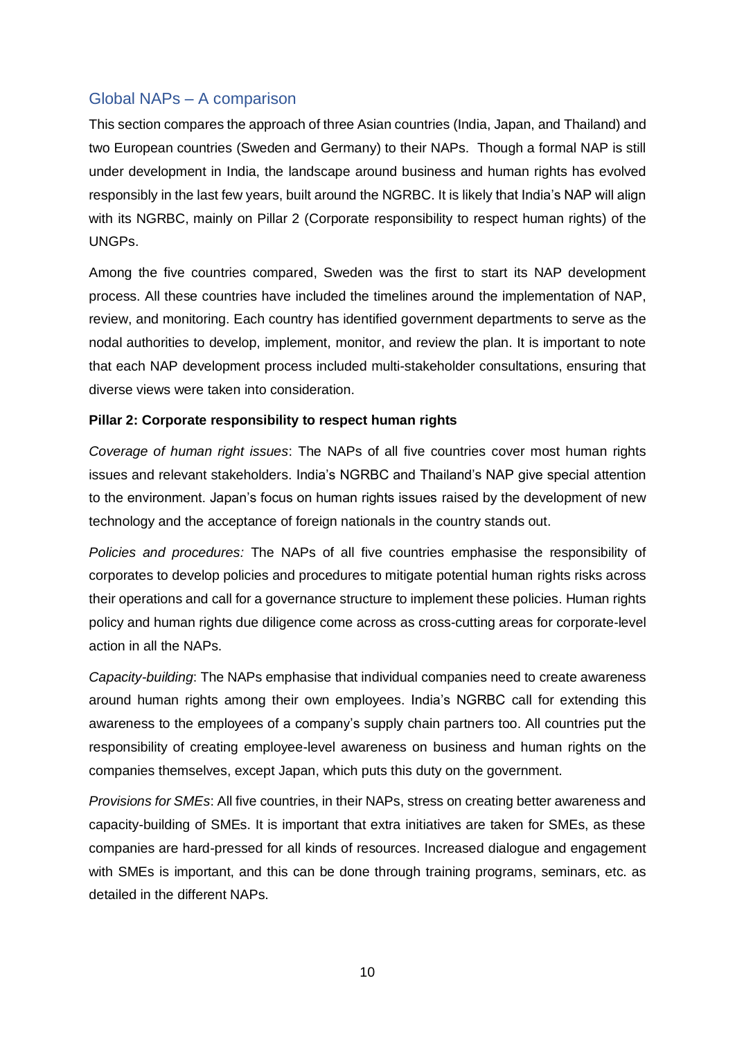## Global NAPs – A comparison

This section compares the approach of three Asian countries (India, Japan, and Thailand) and two European countries (Sweden and Germany) to their NAPs. Though a formal NAP is still under development in India, the landscape around business and human rights has evolved responsibly in the last few years, built around the NGRBC. It is likely that India's NAP will align with its NGRBC, mainly on Pillar 2 (Corporate responsibility to respect human rights) of the UNGPs.

Among the five countries compared, Sweden was the first to start its NAP development process. All these countries have included the timelines around the implementation of NAP, review, and monitoring. Each country has identified government departments to serve as the nodal authorities to develop, implement, monitor, and review the plan. It is important to note that each NAP development process included multi-stakeholder consultations, ensuring that diverse views were taken into consideration.

**Pillar 2: Corporate responsibility to respect human rights**

*Coverage of human right issues*: The NAPs of all five countries cover most human rights issues and relevant stakeholders. India's NGRBC and Thailand's NAP give special attention to the environment. Japan's focus on human rights issues raised by the development of new technology and the acceptance of foreign nationals in the country stands out.

*Policies and procedures:* The NAPs of all five countries emphasise the responsibility of corporates to develop policies and procedures to mitigate potential human rights risks across their operations and call for a governance structure to implement these policies. Human rights policy and human rights due diligence come across as cross-cutting areas for corporate-level action in all the NAPs.

*Capacity-building*: The NAPs emphasise that individual companies need to create awareness around human rights among their own employees. India's NGRBC call for extending this awareness to the employees of a company's supply chain partners too. All countries put the responsibility of creating employee-level awareness on business and human rights on the companies themselves, except Japan, which puts this duty on the government.

*Provisions for SMEs*: All five countries, in their NAPs, stress on creating better awareness and capacity-building of SMEs. It is important that extra initiatives are taken for SMEs, as these companies are hard-pressed for all kinds of resources. Increased dialogue and engagement with SMEs is important, and this can be done through training programs, seminars, etc. as detailed in the different NAPs.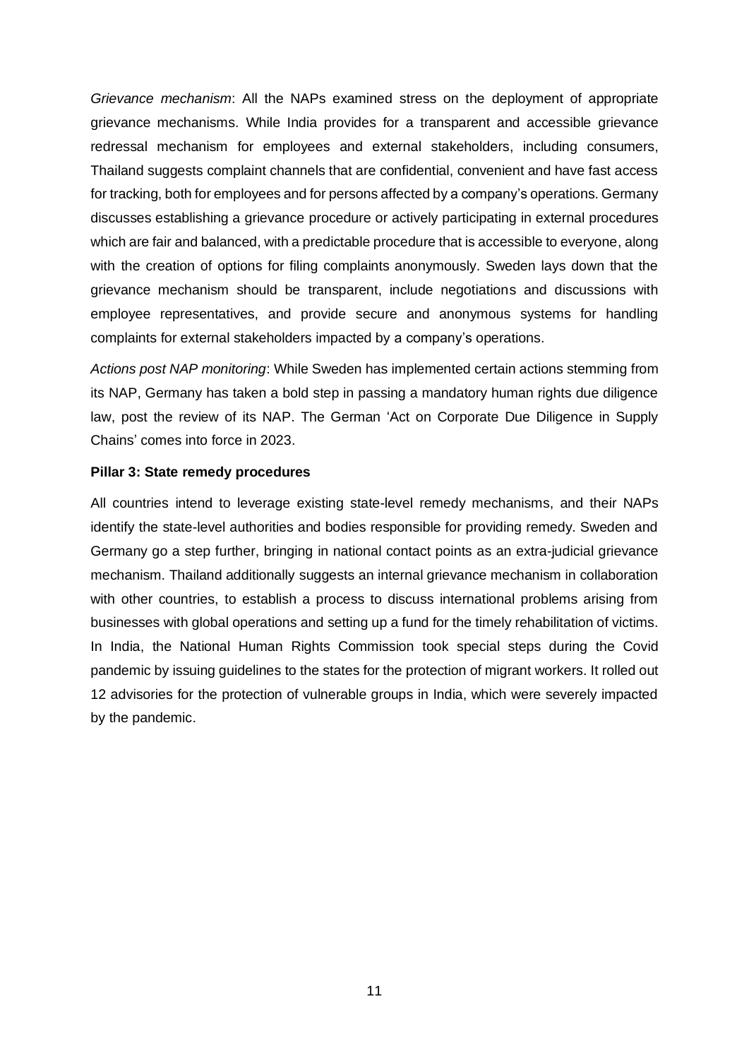*Grievance mechanism*: All the NAPs examined stress on the deployment of appropriate grievance mechanisms. While India provides for a transparent and accessible grievance redressal mechanism for employees and external stakeholders, including consumers, Thailand suggests complaint channels that are confidential, convenient and have fast access for tracking, both for employees and for persons affected by a company's operations. Germany discusses establishing a grievance procedure or actively participating in external procedures which are fair and balanced, with a predictable procedure that is accessible to everyone, along with the creation of options for filing complaints anonymously. Sweden lays down that the grievance mechanism should be transparent, include negotiations and discussions with employee representatives, and provide secure and anonymous systems for handling complaints for external stakeholders impacted by a company's operations.

*Actions post NAP monitoring*: While Sweden has implemented certain actions stemming from its NAP, Germany has taken a bold step in passing a mandatory human rights due diligence law, post the review of its NAP. The German 'Act on Corporate Due Diligence in Supply Chains' comes into force in 2023.

**Pillar 3: State remedy procedures**

All countries intend to leverage existing state-level remedy mechanisms, and their NAPs identify the state-level authorities and bodies responsible for providing remedy. Sweden and Germany go a step further, bringing in national contact points as an extra-judicial grievance mechanism. Thailand additionally suggests an internal grievance mechanism in collaboration with other countries, to establish a process to discuss international problems arising from businesses with global operations and setting up a fund for the timely rehabilitation of victims. In India, the National Human Rights Commission took special steps during the Covid pandemic by issuing guidelines to the states for the protection of migrant workers. It rolled out 12 advisories for the protection of vulnerable groups in India, which were severely impacted by the pandemic.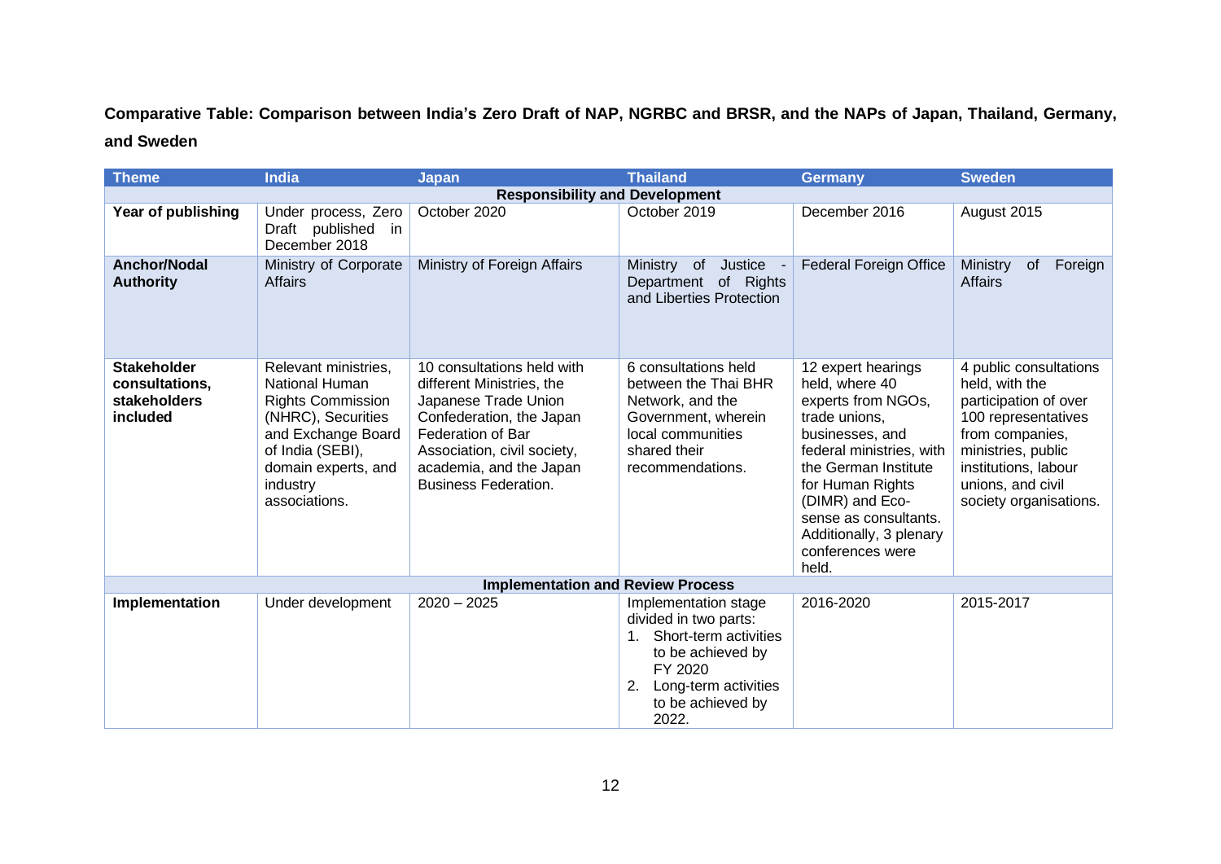**Comparative Table: Comparison between India's Zero Draft of NAP, NGRBC and BRSR, and the NAPs of Japan, Thailand, Germany, and Sweden**

| Theme | India | Japan | Thailand | Germany | Sweden |
|---|---|---|---|---|---|
| **Responsibility and Development** | | | | | |
| **Year of publishing** | Under process, Zero Draft published in December 2018 | October 2020 | October 2019 | December 2016 | August 2015 |
| **Anchor/Nodal Authority** | Ministry of Corporate Affairs | Ministry of Foreign Affairs | Ministry of Justice - Department of Rights and Liberties Protection | Federal Foreign Office | Ministry of Foreign Affairs |
| **Stakeholder consultations, stakeholders included** | Relevant ministries, National Human Rights Commission (NHRC), Securities and Exchange Board of India (SEBI), domain experts, and industry associations. | 10 consultations held with different Ministries, the Japanese Trade Union Confederation, the Japan Federation of Bar Association, civil society, academia, and the Japan Business Federation. | 6 consultations held between the Thai BHR Network, and the Government, wherein local communities shared their recommendations. | 12 expert hearings held, where 40 experts from NGOs, trade unions, businesses, and federal ministries, with the German Institute for Human Rights (DIMR) and Eco-sense as consultants. Additionally, 3 plenary conferences were held. | 4 public consultations held, with the participation of over 100 representatives from companies, ministries, public institutions, labour unions, and civil society organisations. |
| **Implementation and Review Process** | | | | | |
| **Implementation** | Under development | 2020 – 2025 | Implementation stage divided in two parts:<br>1. Short-term activities to be achieved by FY 2020<br>2. Long-term activities to be achieved by 2022. | 2016-2020 | 2015-2017 |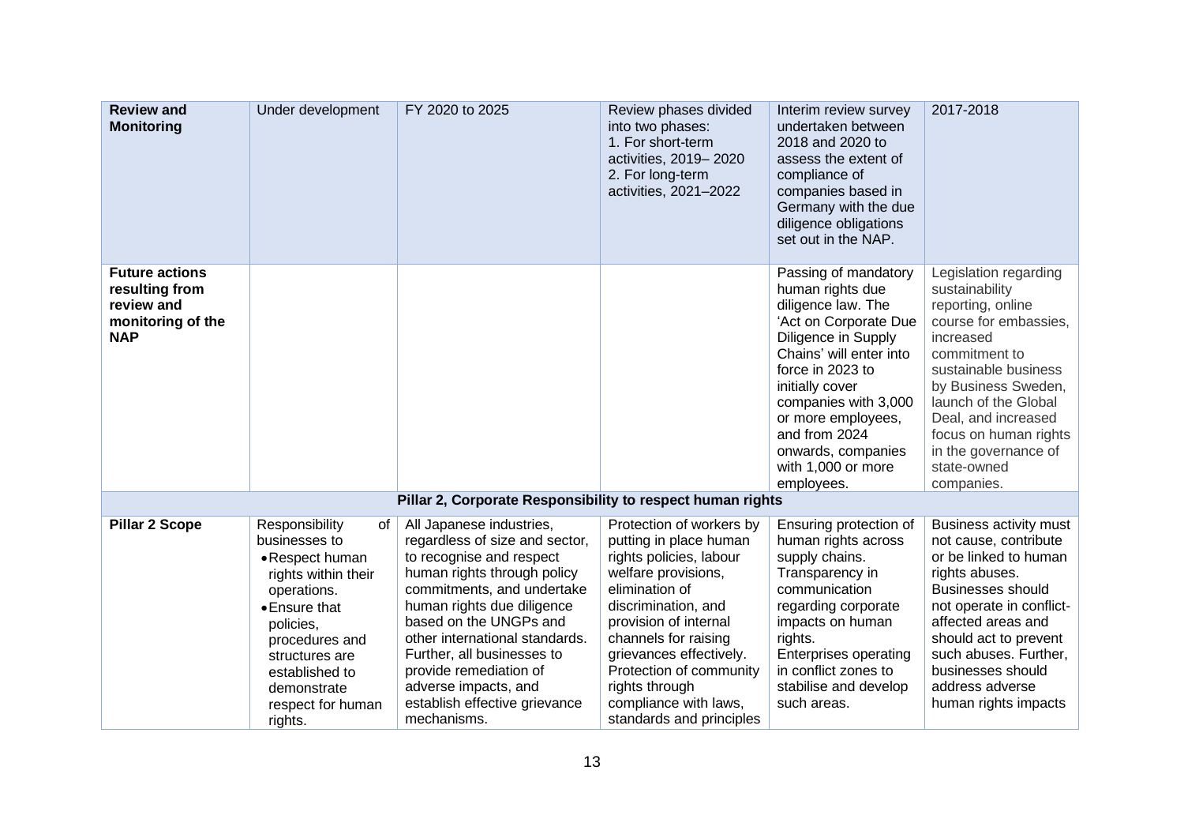| **Review and Monitoring** | Under development | FY 2020 to 2025 | Review phases divided into two phases:<br>1. For short-term activities, 2019– 2020<br>2. For long-term activities, 2021–2022 | Interim review survey undertaken between 2018 and 2020 to assess the extent of compliance of companies based in Germany with the due diligence obligations set out in the NAP. | 2017-2018 |
|---|---|---|---|---|---|
| **Future actions resulting from review and monitoring of the NAP** | | | | Passing of mandatory human rights due diligence law. The 'Act on Corporate Due Diligence in Supply Chains' will enter into force in 2023 to initially cover companies with 3,000 or more employees, and from 2024 onwards, companies with 1,000 or more employees. | Legislation regarding sustainability reporting, online course for embassies, increased commitment to sustainable business by Business Sweden, launch of the Global Deal, and increased focus on human rights in the governance of state-owned companies. |
| **Pillar 2, Corporate Responsibility to respect human rights** | | | | | |
| **Pillar 2 Scope** | Responsibility of businesses to<br>• Respect human rights within their operations.<br>• Ensure that policies, procedures and structures are established to demonstrate respect for human rights. | All Japanese industries, regardless of size and sector, to recognise and respect human rights through policy commitments, and undertake human rights due diligence based on the UNGPs and other international standards. Further, all businesses to provide remediation of adverse impacts, and establish effective grievance mechanisms. | Protection of workers by putting in place human rights policies, labour welfare provisions, elimination of discrimination, and provision of internal channels for raising grievances effectively. Protection of community rights through compliance with laws, standards and principles | Ensuring protection of human rights across supply chains. Transparency in communication regarding corporate impacts on human rights. Enterprises operating in conflict zones to stabilise and develop such areas. | Business activity must not cause, contribute or be linked to human rights abuses. Businesses should not operate in conflict-affected areas and should act to prevent such abuses. Further, businesses should address adverse human rights impacts |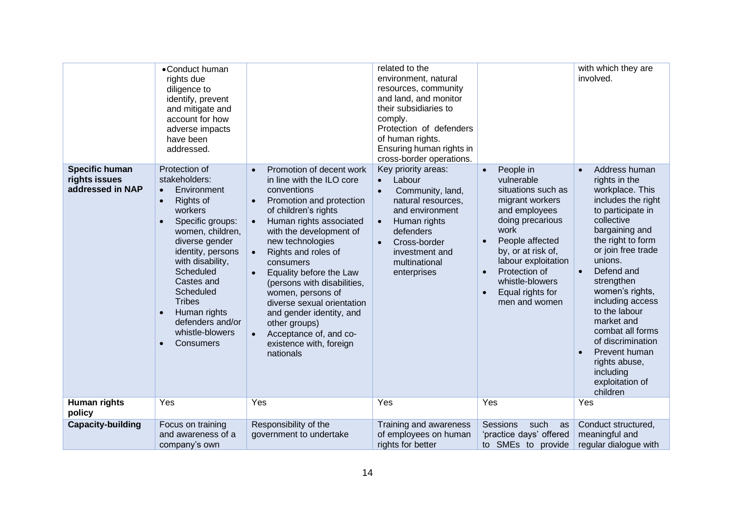| | | | | | |
|---|---|---|---|---|---|
| | • Conduct human rights due diligence to identify, prevent and mitigate and account for how adverse impacts have been addressed. | | related to the environment, natural resources, community and land, and monitor their subsidiaries to comply.<br>Protection of defenders of human rights.<br>Ensuring human rights in cross-border operations. | | with which they are involved. |
| **Specific human rights issues addressed in NAP** | Protection of stakeholders:<br>• Environment<br>• Rights of workers<br>• Specific groups: women, children, diverse gender identity, persons with disability, Scheduled Castes and Scheduled Tribes<br>• Human rights defenders and/or whistle-blowers<br>• Consumers | • Promotion of decent work in line with the ILO core conventions<br>• Promotion and protection of children's rights<br>• Human rights associated with the development of new technologies<br>• Rights and roles of consumers<br>• Equality before the Law (persons with disabilities, women, persons of diverse sexual orientation and gender identity, and other groups)<br>• Acceptance of, and co-existence with, foreign nationals | Key priority areas:<br>• Labour<br>• Community, land, natural resources, and environment<br>• Human rights defenders<br>• Cross-border investment and multinational enterprises | • People in vulnerable situations such as migrant workers and employees doing precarious work<br>• People affected by, or at risk of, labour exploitation<br>• Protection of whistle-blowers<br>• Equal rights for men and women | • Address human rights in the workplace. This includes the right to participate in collective bargaining and the right to form or join free trade unions.<br>• Defend and strengthen women's rights, including access to the labour market and combat all forms of discrimination<br>• Prevent human rights abuse, including exploitation of children |
| **Human rights policy** | Yes | Yes | Yes | Yes | Yes |
| **Capacity-building** | Focus on training and awareness of a company's own | Responsibility of the government to undertake | Training and awareness of employees on human rights for better | Sessions such as 'practice days' offered to SMEs to provide | Conduct structured, meaningful and regular dialogue with |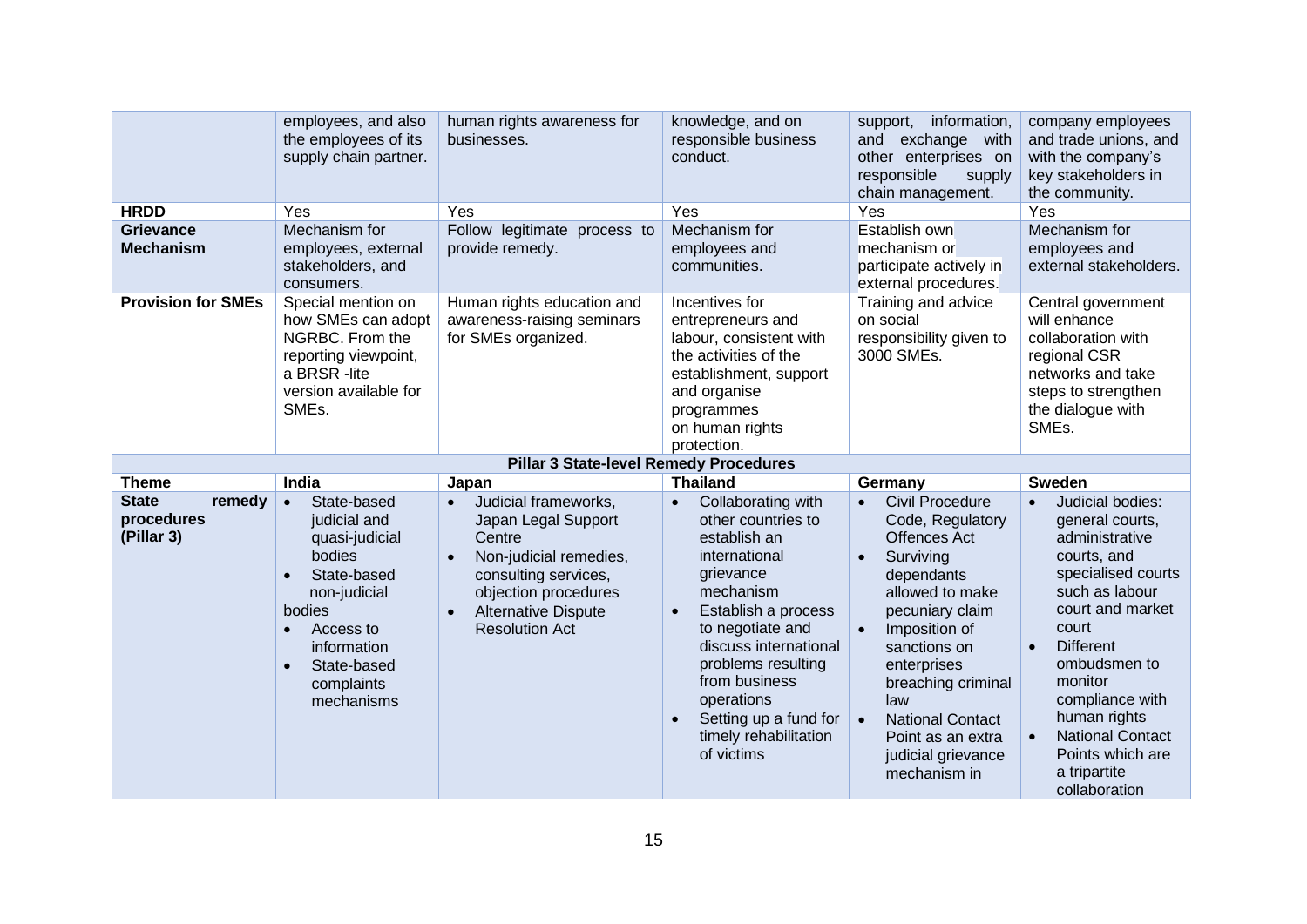| | | | | | |
|---|---|---|---|---|---|
| | employees, and also the employees of its supply chain partner. | human rights awareness for businesses. | knowledge, and on responsible business conduct. | support, information, and exchange with other enterprises on responsible supply chain management. | company employees and trade unions, and with the company's key stakeholders in the community. |
| **HRDD** | Yes | Yes | Yes | Yes | Yes |
| **Grievance Mechanism** | Mechanism for employees, external stakeholders, and consumers. | Follow legitimate process to provide remedy. | Mechanism for employees and communities. | Establish own mechanism or participate actively in external procedures. | Mechanism for employees and external stakeholders. |
| **Provision for SMEs** | Special mention on how SMEs can adopt NGRBC. From the reporting viewpoint, a BRSR -lite version available for SMEs. | Human rights education and awareness-raising seminars for SMEs organized. | Incentives for entrepreneurs and labour, consistent with the activities of the establishment, support and organise programmes on human rights protection. | Training and advice on social responsibility given to 3000 SMEs. | Central government will enhance collaboration with regional CSR networks and take steps to strengthen the dialogue with SMEs. |
| | | | **Pillar 3 State-level Remedy Procedures** | | |
| **Theme** | **India** | **Japan** | **Thailand** | **Germany** | **Sweden** |
| **State remedy procedures (Pillar 3)** | • State-based judicial and quasi-judicial bodies<br>• State-based non-judicial bodies<br>• Access to information<br>• State-based complaints mechanisms | • Judicial frameworks, Japan Legal Support Centre<br>• Non-judicial remedies, consulting services, objection procedures<br>• Alternative Dispute Resolution Act | • Collaborating with other countries to establish an international grievance mechanism<br>• Establish a process to negotiate and discuss international problems resulting from business operations<br>• Setting up a fund for timely rehabilitation of victims | • Civil Procedure Code, Regulatory Offences Act<br>• Surviving dependants allowed to make pecuniary claim<br>• Imposition of sanctions on enterprises breaching criminal law<br>• National Contact Point as an extra judicial grievance mechanism in | • Judicial bodies: general courts, administrative courts, and specialised courts such as labour court and market court<br>• Different ombudsmen to monitor compliance with human rights<br>• National Contact Points which are a tripartite collaboration |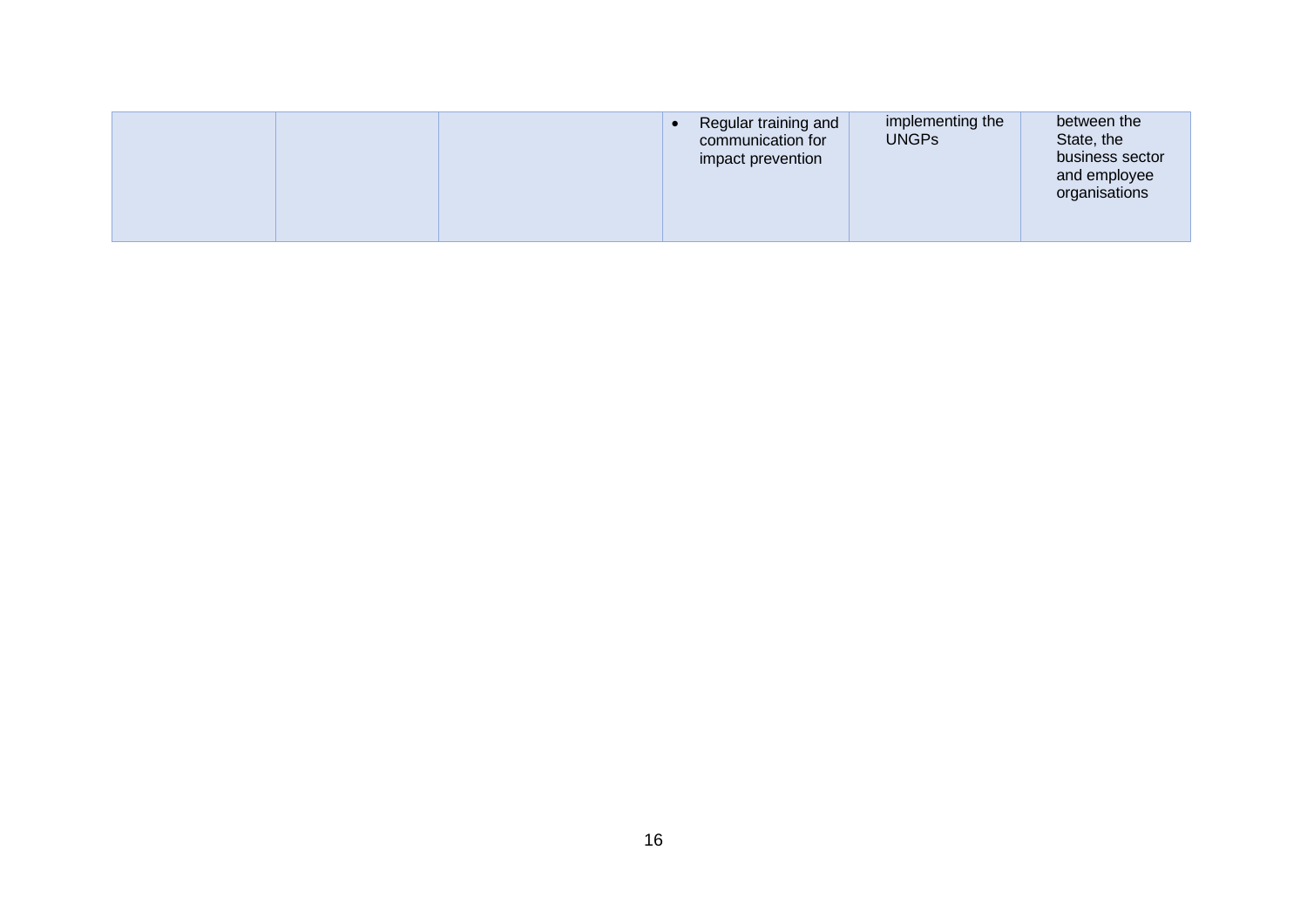| | | | | | |
|---|---|---|---|---|---|
| | | | • Regular training and communication for impact prevention | implementing the UNGPs | between the State, the business sector and employee organisations |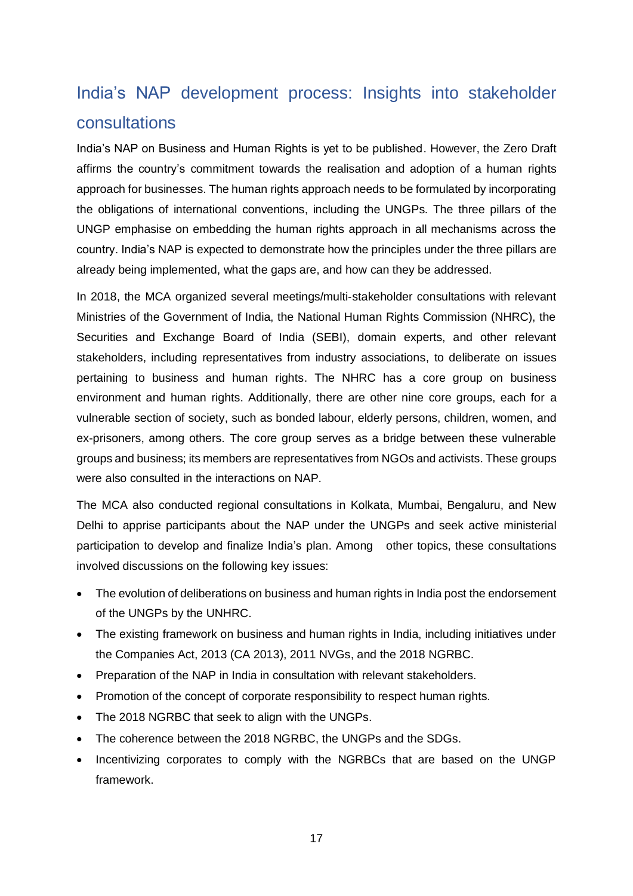## India's NAP development process: Insights into stakeholder consultations

India's NAP on Business and Human Rights is yet to be published. However, the Zero Draft affirms the country's commitment towards the realisation and adoption of a human rights approach for businesses. The human rights approach needs to be formulated by incorporating the obligations of international conventions, including the UNGPs. The three pillars of the UNGP emphasise on embedding the human rights approach in all mechanisms across the country. India's NAP is expected to demonstrate how the principles under the three pillars are already being implemented, what the gaps are, and how can they be addressed.

In 2018, the MCA organized several meetings/multi-stakeholder consultations with relevant Ministries of the Government of India, the National Human Rights Commission (NHRC), the Securities and Exchange Board of India (SEBI), domain experts, and other relevant stakeholders, including representatives from industry associations, to deliberate on issues pertaining to business and human rights. The NHRC has a core group on business environment and human rights. Additionally, there are other nine core groups, each for a vulnerable section of society, such as bonded labour, elderly persons, children, women, and ex-prisoners, among others. The core group serves as a bridge between these vulnerable groups and business; its members are representatives from NGOs and activists. These groups were also consulted in the interactions on NAP.

The MCA also conducted regional consultations in Kolkata, Mumbai, Bengaluru, and New Delhi to apprise participants about the NAP under the UNGPs and seek active ministerial participation to develop and finalize India's plan. Among other topics, these consultations involved discussions on the following key issues:

- The evolution of deliberations on business and human rights in India post the endorsement of the UNGPs by the UNHRC.
- The existing framework on business and human rights in India, including initiatives under the Companies Act, 2013 (CA 2013), 2011 NVGs, and the 2018 NGRBC.
- Preparation of the NAP in India in consultation with relevant stakeholders.
- Promotion of the concept of corporate responsibility to respect human rights.
- The 2018 NGRBC that seek to align with the UNGPs.
- The coherence between the 2018 NGRBC, the UNGPs and the SDGs.
- Incentivizing corporates to comply with the NGRBCs that are based on the UNGP framework.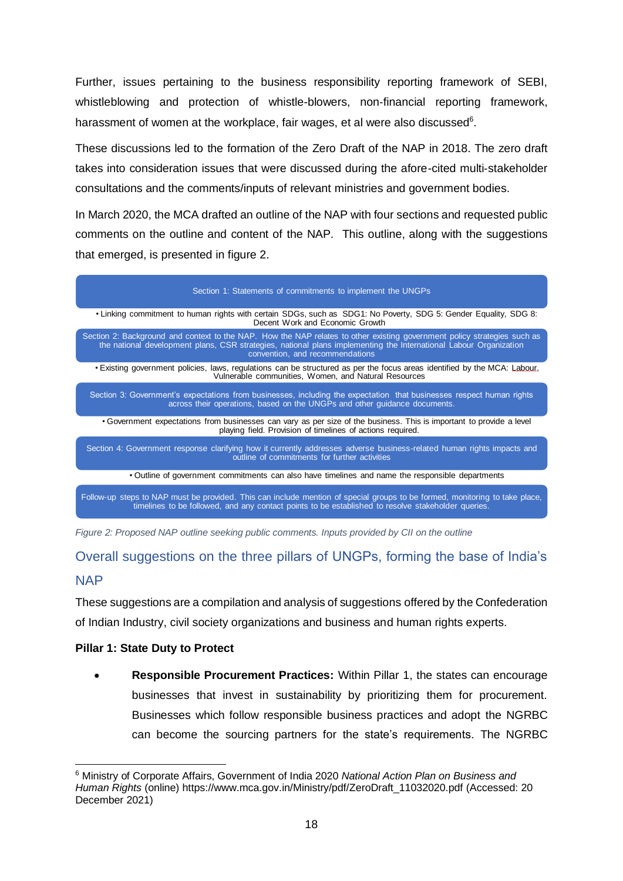Further, issues pertaining to the business responsibility reporting framework of SEBI, whistleblowing and protection of whistle-blowers, non-financial reporting framework, harassment of women at the workplace, fair wages, et al were also discussed[6].

These discussions led to the formation of the Zero Draft of the NAP in 2018. The zero draft takes into consideration issues that were discussed during the afore-cited multi-stakeholder consultations and the comments/inputs of relevant ministries and government bodies.

In March 2020, the MCA drafted an outline of the NAP with four sections and requested public comments on the outline and content of the NAP. This outline, along with the suggestions that emerged, is presented in figure 2.

Section 1: Statements of commitments to implement the UNGPs

- Linking commitment to human rights with certain SDGs, such as SDG1: No Poverty, SDG 5: Gender Equality, SDG 8: Decent Work and Economic Growth

Section 2: Background and context to the NAP. How the NAP relates to other existing government policy strategies such as the national development plans, CSR strategies, national plans implementing the International Labour Organization convention, and recommendations

- Existing government policies, laws, regulations can be structured as per the focus areas identified by the MCA: Labour, Vulnerable communities, Women, and Natural Resources

Section 3: Government's expectations from businesses, including the expectation that businesses respect human rights across their operations, based on the UNGPs and other guidance documents.

- Government expectations from businesses can vary as per size of the business. This is important to provide a level playing field. Provision of timelines of actions required.

Section 4: Government response clarifying how it currently addresses adverse business-related human rights impacts and outline of commitments for further activities

- Outline of government commitments can also have timelines and name the responsible departments

Follow-up steps to NAP must be provided. This can include mention of special groups to be formed, monitoring to take place, timelines to be followed, and any contact points to be established to resolve stakeholder queries.

*Figure 2: Proposed NAP outline seeking public comments. Inputs provided by CII on the outline*

## Overall suggestions on the three pillars of UNGPs, forming the base of India's NAP

These suggestions are a compilation and analysis of suggestions offered by the Confederation of Indian Industry, civil society organizations and business and human rights experts.

**Pillar 1: State Duty to Protect**

- **Responsible Procurement Practices:** Within Pillar 1, the states can encourage businesses that invest in sustainability by prioritizing them for procurement. Businesses which follow responsible business practices and adopt the NGRBC can become the sourcing partners for the state's requirements. The NGRBC

[6] Ministry of Corporate Affairs, Government of India 2020 *National Action Plan on Business and Human Rights* (online) https://www.mca.gov.in/Ministry/pdf/ZeroDraft_11032020.pdf (Accessed: 20 December 2021)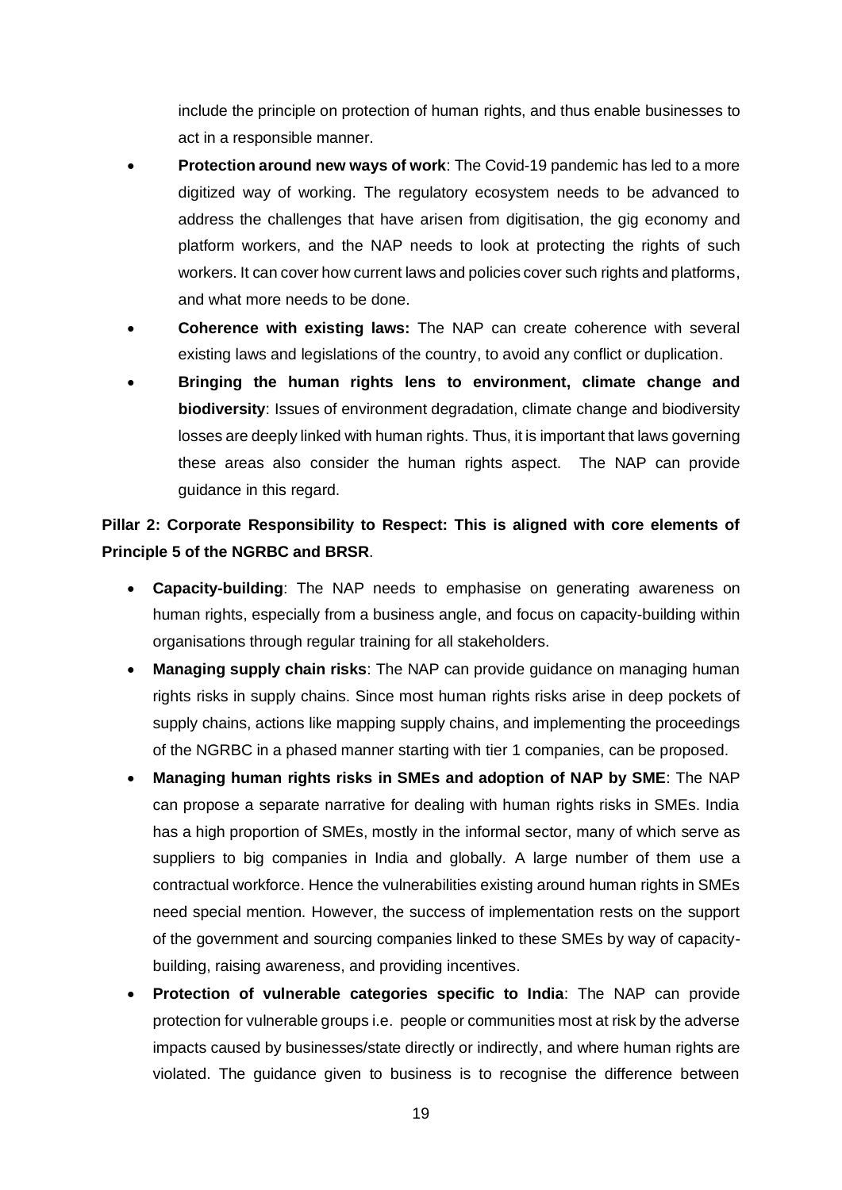include the principle on protection of human rights, and thus enable businesses to act in a responsible manner.

- **Protection around new ways of work**: The Covid-19 pandemic has led to a more digitized way of working. The regulatory ecosystem needs to be advanced to address the challenges that have arisen from digitisation, the gig economy and platform workers, and the NAP needs to look at protecting the rights of such workers. It can cover how current laws and policies cover such rights and platforms, and what more needs to be done.
- **Coherence with existing laws:** The NAP can create coherence with several existing laws and legislations of the country, to avoid any conflict or duplication.
- **Bringing the human rights lens to environment, climate change and biodiversity**: Issues of environment degradation, climate change and biodiversity losses are deeply linked with human rights. Thus, it is important that laws governing these areas also consider the human rights aspect. The NAP can provide guidance in this regard.

**Pillar 2: Corporate Responsibility to Respect: This is aligned with core elements of Principle 5 of the NGRBC and BRSR**.

- **Capacity-building**: The NAP needs to emphasise on generating awareness on human rights, especially from a business angle, and focus on capacity-building within organisations through regular training for all stakeholders.
- **Managing supply chain risks**: The NAP can provide guidance on managing human rights risks in supply chains. Since most human rights risks arise in deep pockets of supply chains, actions like mapping supply chains, and implementing the proceedings of the NGRBC in a phased manner starting with tier 1 companies, can be proposed.
- **Managing human rights risks in SMEs and adoption of NAP by SME**: The NAP can propose a separate narrative for dealing with human rights risks in SMEs. India has a high proportion of SMEs, mostly in the informal sector, many of which serve as suppliers to big companies in India and globally. A large number of them use a contractual workforce. Hence the vulnerabilities existing around human rights in SMEs need special mention. However, the success of implementation rests on the support of the government and sourcing companies linked to these SMEs by way of capacity-building, raising awareness, and providing incentives.
- **Protection of vulnerable categories specific to India**: The NAP can provide protection for vulnerable groups i.e. people or communities most at risk by the adverse impacts caused by businesses/state directly or indirectly, and where human rights are violated. The guidance given to business is to recognise the difference between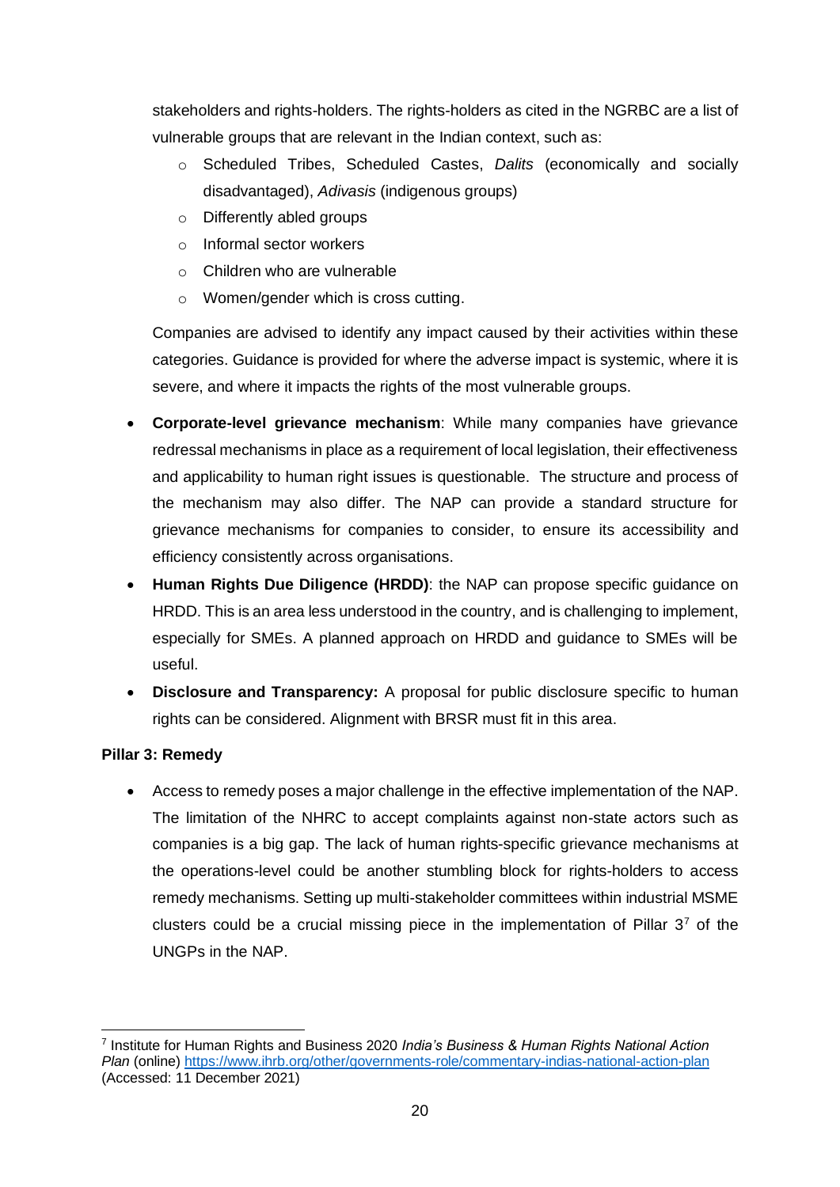stakeholders and rights-holders. The rights-holders as cited in the NGRBC are a list of vulnerable groups that are relevant in the Indian context, such as:

- Scheduled Tribes, Scheduled Castes, *Dalits* (economically and socially disadvantaged), *Adivasis* (indigenous groups)
- Differently abled groups
- Informal sector workers
- Children who are vulnerable
- Women/gender which is cross cutting.

Companies are advised to identify any impact caused by their activities within these categories. Guidance is provided for where the adverse impact is systemic, where it is severe, and where it impacts the rights of the most vulnerable groups.

- **Corporate-level grievance mechanism**: While many companies have grievance redressal mechanisms in place as a requirement of local legislation, their effectiveness and applicability to human right issues is questionable. The structure and process of the mechanism may also differ. The NAP can provide a standard structure for grievance mechanisms for companies to consider, to ensure its accessibility and efficiency consistently across organisations.
- **Human Rights Due Diligence (HRDD)**: the NAP can propose specific guidance on HRDD. This is an area less understood in the country, and is challenging to implement, especially for SMEs. A planned approach on HRDD and guidance to SMEs will be useful.
- **Disclosure and Transparency:** A proposal for public disclosure specific to human rights can be considered. Alignment with BRSR must fit in this area.

**Pillar 3: Remedy**

- Access to remedy poses a major challenge in the effective implementation of the NAP. The limitation of the NHRC to accept complaints against non-state actors such as companies is a big gap. The lack of human rights-specific grievance mechanisms at the operations-level could be another stumbling block for rights-holders to access remedy mechanisms. Setting up multi-stakeholder committees within industrial MSME clusters could be a crucial missing piece in the implementation of Pillar 3[7] of the UNGPs in the NAP.

[7] Institute for Human Rights and Business 2020 *India's Business & Human Rights National Action Plan* (online) https://www.ihrb.org/other/governments-role/commentary-indias-national-action-plan (Accessed: 11 December 2021)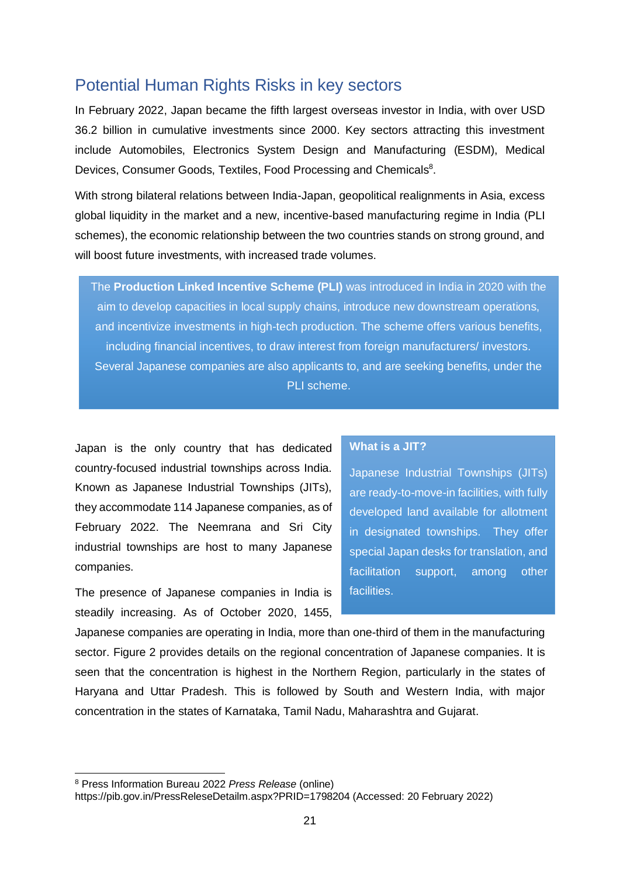## Potential Human Rights Risks in key sectors

In February 2022, Japan became the fifth largest overseas investor in India, with over USD 36.2 billion in cumulative investments since 2000. Key sectors attracting this investment include Automobiles, Electronics System Design and Manufacturing (ESDM), Medical Devices, Consumer Goods, Textiles, Food Processing and Chemicals[8].

With strong bilateral relations between India-Japan, geopolitical realignments in Asia, excess global liquidity in the market and a new, incentive-based manufacturing regime in India (PLI schemes), the economic relationship between the two countries stands on strong ground, and will boost future investments, with increased trade volumes.

> The **Production Linked Incentive Scheme (PLI)** was introduced in India in 2020 with the aim to develop capacities in local supply chains, introduce new downstream operations, and incentivize investments in high-tech production. The scheme offers various benefits, including financial incentives, to draw interest from foreign manufacturers/ investors. Several Japanese companies are also applicants to, and are seeking benefits, under the PLI scheme.

Japan is the only country that has dedicated country-focused industrial townships across India. Known as Japanese Industrial Townships (JITs), they accommodate 114 Japanese companies, as of February 2022. The Neemrana and Sri City industrial townships are host to many Japanese companies.

> **What is a JIT?**
>
> Japanese Industrial Townships (JITs) are ready-to-move-in facilities, with fully developed land available for allotment in designated townships. They offer special Japan desks for translation, and facilitation support, among other facilities.

The presence of Japanese companies in India is steadily increasing. As of October 2020, 1455, Japanese companies are operating in India, more than one-third of them in the manufacturing sector. Figure 2 provides details on the regional concentration of Japanese companies. It is seen that the concentration is highest in the Northern Region, particularly in the states of Haryana and Uttar Pradesh. This is followed by South and Western India, with major concentration in the states of Karnataka, Tamil Nadu, Maharashtra and Gujarat.

---

[8] Press Information Bureau 2022 *Press Release* (online) https://pib.gov.in/PressReleseDetailm.aspx?PRID=1798204 (Accessed: 20 February 2022)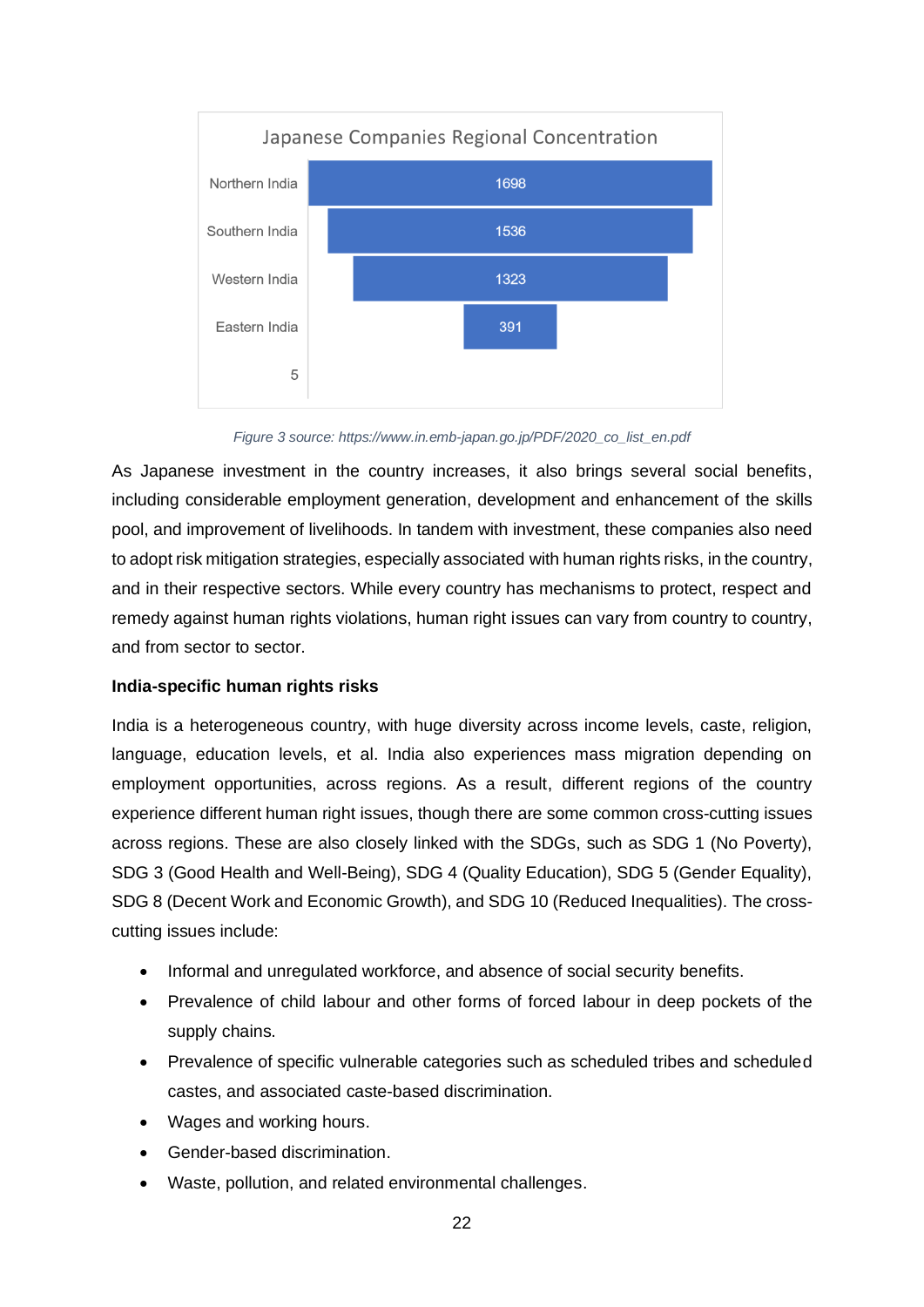**Japanese Companies Regional Concentration**

| Region | Number |
| --- | --- |
| Northern India | 1698 |
| Southern India | 1536 |
| Western India | 1323 |
| Eastern India | 391 |
| 5 | |

*Figure 3 source: https://www.in.emb-japan.go.jp/PDF/2020_co_list_en.pdf*

As Japanese investment in the country increases, it also brings several social benefits, including considerable employment generation, development and enhancement of the skills pool, and improvement of livelihoods. In tandem with investment, these companies also need to adopt risk mitigation strategies, especially associated with human rights risks, in the country, and in their respective sectors. While every country has mechanisms to protect, respect and remedy against human rights violations, human right issues can vary from country to country, and from sector to sector.

**India-specific human rights risks**

India is a heterogeneous country, with huge diversity across income levels, caste, religion, language, education levels, et al. India also experiences mass migration depending on employment opportunities, across regions. As a result, different regions of the country experience different human right issues, though there are some common cross-cutting issues across regions. These are also closely linked with the SDGs, such as SDG 1 (No Poverty), SDG 3 (Good Health and Well-Being), SDG 4 (Quality Education), SDG 5 (Gender Equality), SDG 8 (Decent Work and Economic Growth), and SDG 10 (Reduced Inequalities). The cross-cutting issues include:

- Informal and unregulated workforce, and absence of social security benefits.
- Prevalence of child labour and other forms of forced labour in deep pockets of the supply chains.
- Prevalence of specific vulnerable categories such as scheduled tribes and scheduled castes, and associated caste-based discrimination.
- Wages and working hours.
- Gender-based discrimination.
- Waste, pollution, and related environmental challenges.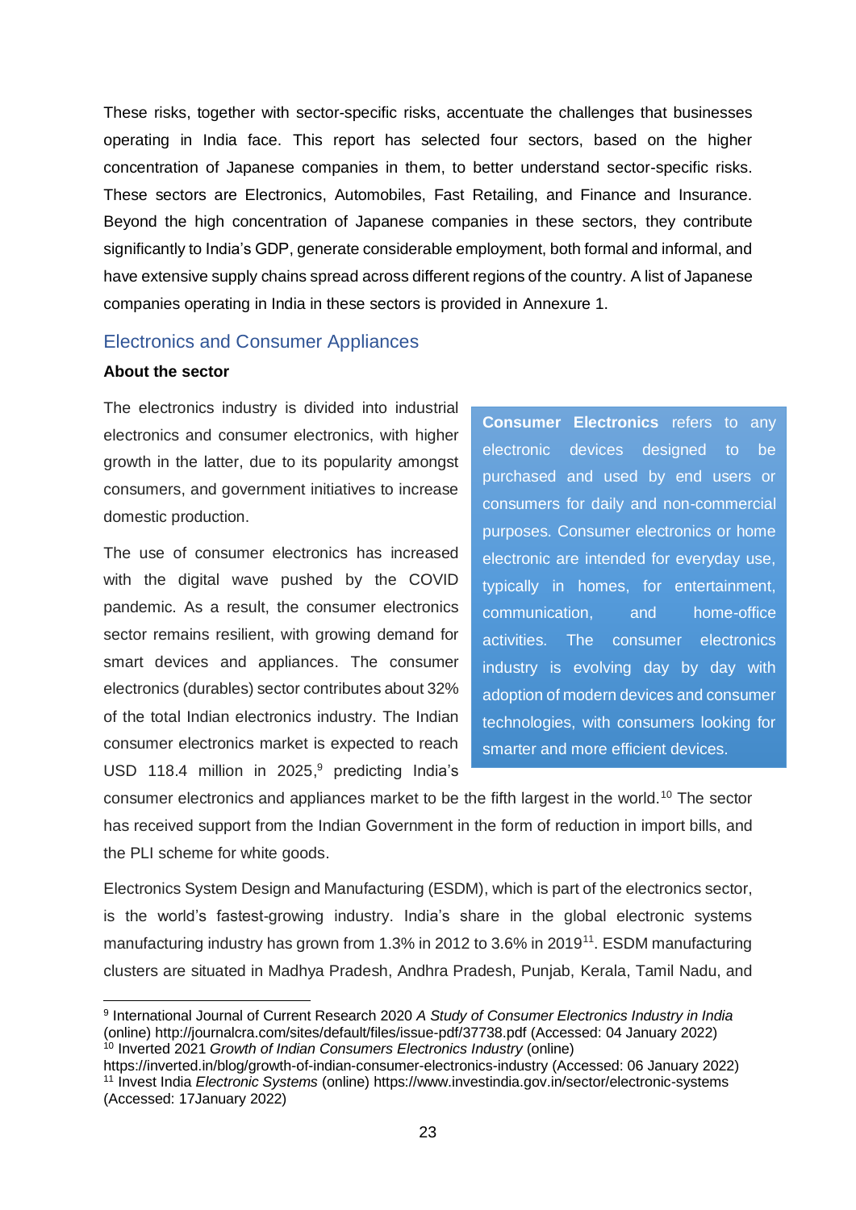These risks, together with sector-specific risks, accentuate the challenges that businesses operating in India face. This report has selected four sectors, based on the higher concentration of Japanese companies in them, to better understand sector-specific risks. These sectors are Electronics, Automobiles, Fast Retailing, and Finance and Insurance. Beyond the high concentration of Japanese companies in these sectors, they contribute significantly to India's GDP, generate considerable employment, both formal and informal, and have extensive supply chains spread across different regions of the country. A list of Japanese companies operating in India in these sectors is provided in Annexure 1.

## Electronics and Consumer Appliances

**About the sector**

> **Consumer Electronics** refers to any electronic devices designed to be purchased and used by end users or consumers for daily and non-commercial purposes. Consumer electronics or home electronic are intended for everyday use, typically in homes, for entertainment, communication, and home-office activities. The consumer electronics industry is evolving day by day with adoption of modern devices and consumer technologies, with consumers looking for smarter and more efficient devices.

The electronics industry is divided into industrial electronics and consumer electronics, with higher growth in the latter, due to its popularity amongst consumers, and government initiatives to increase domestic production.

The use of consumer electronics has increased with the digital wave pushed by the COVID pandemic. As a result, the consumer electronics sector remains resilient, with growing demand for smart devices and appliances. The consumer electronics (durables) sector contributes about 32% of the total Indian electronics industry. The Indian consumer electronics market is expected to reach USD 118.4 million in 2025,[9] predicting India's consumer electronics and appliances market to be the fifth largest in the world.[10] The sector has received support from the Indian Government in the form of reduction in import bills, and the PLI scheme for white goods.

Electronics System Design and Manufacturing (ESDM), which is part of the electronics sector, is the world's fastest-growing industry. India's share in the global electronic systems manufacturing industry has grown from 1.3% in 2012 to 3.6% in 2019[11]. ESDM manufacturing clusters are situated in Madhya Pradesh, Andhra Pradesh, Punjab, Kerala, Tamil Nadu, and

---

[9] International Journal of Current Research 2020 *A Study of Consumer Electronics Industry in India* (online) http://journalcra.com/sites/default/files/issue-pdf/37738.pdf (Accessed: 04 January 2022)

[10] Inverted 2021 *Growth of Indian Consumers Electronics Industry* (online) https://inverted.in/blog/growth-of-indian-consumer-electronics-industry (Accessed: 06 January 2022)

[11] Invest India *Electronic Systems* (online) https://www.investindia.gov.in/sector/electronic-systems (Accessed: 17January 2022)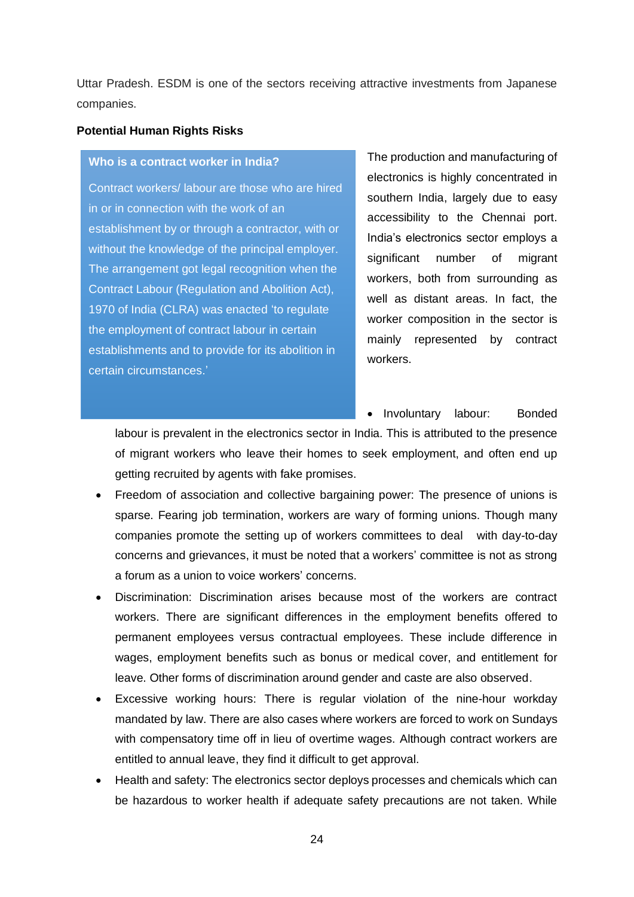Uttar Pradesh. ESDM is one of the sectors receiving attractive investments from Japanese companies.

**Potential Human Rights Risks**

> **Who is a contract worker in India?**
>
> Contract workers/ labour are those who are hired in or in connection with the work of an establishment by or through a contractor, with or without the knowledge of the principal employer. The arrangement got legal recognition when the Contract Labour (Regulation and Abolition Act), 1970 of India (CLRA) was enacted 'to regulate the employment of contract labour in certain establishments and to provide for its abolition in certain circumstances.'

The production and manufacturing of electronics is highly concentrated in southern India, largely due to easy accessibility to the Chennai port. India's electronics sector employs a significant number of migrant workers, both from surrounding as well as distant areas. In fact, the worker composition in the sector is mainly represented by contract workers.

- Involuntary labour: Bonded labour is prevalent in the electronics sector in India. This is attributed to the presence of migrant workers who leave their homes to seek employment, and often end up getting recruited by agents with fake promises.
- Freedom of association and collective bargaining power: The presence of unions is sparse. Fearing job termination, workers are wary of forming unions. Though many companies promote the setting up of workers committees to deal with day-to-day concerns and grievances, it must be noted that a workers' committee is not as strong a forum as a union to voice workers' concerns.
- Discrimination: Discrimination arises because most of the workers are contract workers. There are significant differences in the employment benefits offered to permanent employees versus contractual employees. These include difference in wages, employment benefits such as bonus or medical cover, and entitlement for leave. Other forms of discrimination around gender and caste are also observed.
- Excessive working hours: There is regular violation of the nine-hour workday mandated by law. There are also cases where workers are forced to work on Sundays with compensatory time off in lieu of overtime wages. Although contract workers are entitled to annual leave, they find it difficult to get approval.
- Health and safety: The electronics sector deploys processes and chemicals which can be hazardous to worker health if adequate safety precautions are not taken. While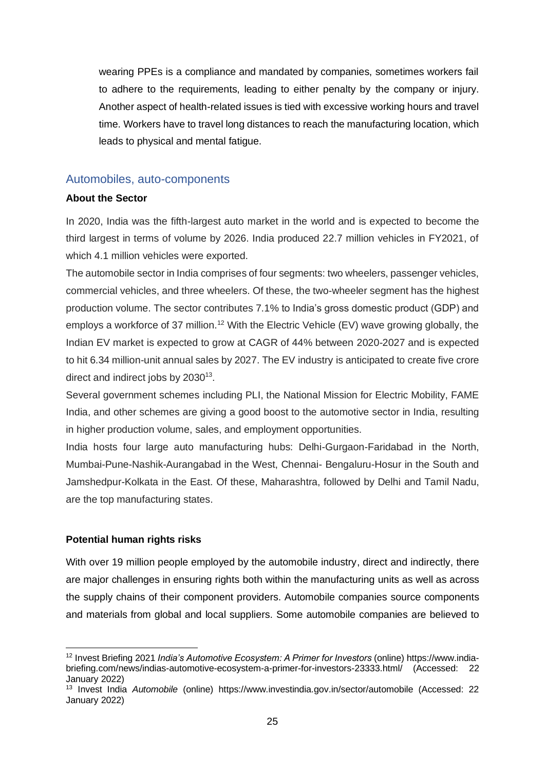wearing PPEs is a compliance and mandated by companies, sometimes workers fail to adhere to the requirements, leading to either penalty by the company or injury. Another aspect of health-related issues is tied with excessive working hours and travel time. Workers have to travel long distances to reach the manufacturing location, which leads to physical and mental fatigue.

## Automobiles, auto-components

**About the Sector**

In 2020, India was the fifth-largest auto market in the world and is expected to become the third largest in terms of volume by 2026. India produced 22.7 million vehicles in FY2021, of which 4.1 million vehicles were exported.

The automobile sector in India comprises of four segments: two wheelers, passenger vehicles, commercial vehicles, and three wheelers. Of these, the two-wheeler segment has the highest production volume. The sector contributes 7.1% to India's gross domestic product (GDP) and employs a workforce of 37 million.[12] With the Electric Vehicle (EV) wave growing globally, the Indian EV market is expected to grow at CAGR of 44% between 2020-2027 and is expected to hit 6.34 million-unit annual sales by 2027. The EV industry is anticipated to create five crore direct and indirect jobs by 2030[13].

Several government schemes including PLI, the National Mission for Electric Mobility, FAME India, and other schemes are giving a good boost to the automotive sector in India, resulting in higher production volume, sales, and employment opportunities.

India hosts four large auto manufacturing hubs: Delhi-Gurgaon-Faridabad in the North, Mumbai-Pune-Nashik-Aurangabad in the West, Chennai- Bengaluru-Hosur in the South and Jamshedpur-Kolkata in the East. Of these, Maharashtra, followed by Delhi and Tamil Nadu, are the top manufacturing states.

**Potential human rights risks**

With over 19 million people employed by the automobile industry, direct and indirectly, there are major challenges in ensuring rights both within the manufacturing units as well as across the supply chains of their component providers. Automobile companies source components and materials from global and local suppliers. Some automobile companies are believed to

---

[12] Invest Briefing 2021 *India's Automotive Ecosystem: A Primer for Investors* (online) https://www.india-briefing.com/news/indias-automotive-ecosystem-a-primer-for-investors-23333.html/ (Accessed: 22 January 2022)

[13] Invest India *Automobile* (online) https://www.investindia.gov.in/sector/automobile (Accessed: 22 January 2022)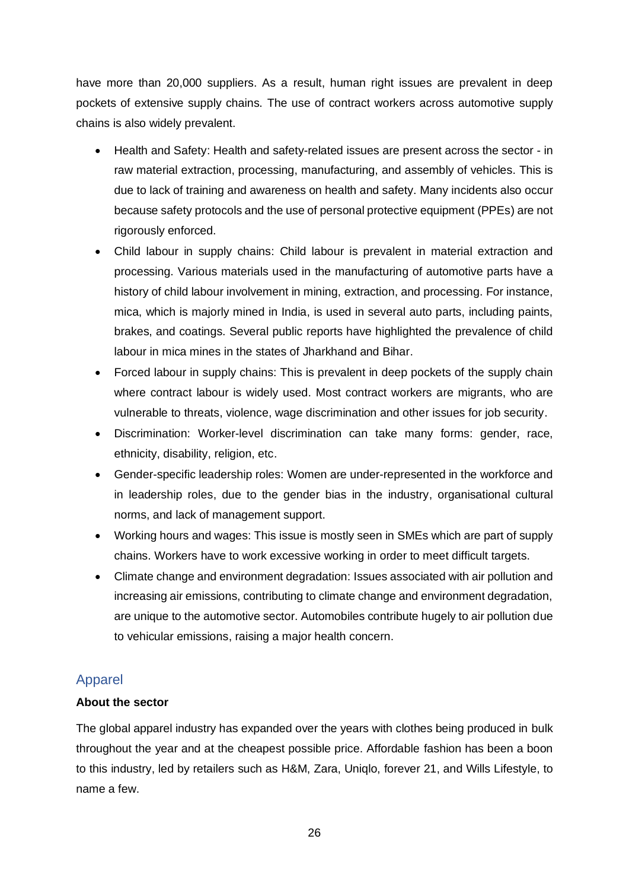have more than 20,000 suppliers. As a result, human right issues are prevalent in deep pockets of extensive supply chains. The use of contract workers across automotive supply chains is also widely prevalent.

- Health and Safety: Health and safety-related issues are present across the sector - in raw material extraction, processing, manufacturing, and assembly of vehicles. This is due to lack of training and awareness on health and safety. Many incidents also occur because safety protocols and the use of personal protective equipment (PPEs) are not rigorously enforced.
- Child labour in supply chains: Child labour is prevalent in material extraction and processing. Various materials used in the manufacturing of automotive parts have a history of child labour involvement in mining, extraction, and processing. For instance, mica, which is majorly mined in India, is used in several auto parts, including paints, brakes, and coatings. Several public reports have highlighted the prevalence of child labour in mica mines in the states of Jharkhand and Bihar.
- Forced labour in supply chains: This is prevalent in deep pockets of the supply chain where contract labour is widely used. Most contract workers are migrants, who are vulnerable to threats, violence, wage discrimination and other issues for job security.
- Discrimination: Worker-level discrimination can take many forms: gender, race, ethnicity, disability, religion, etc.
- Gender-specific leadership roles: Women are under-represented in the workforce and in leadership roles, due to the gender bias in the industry, organisational cultural norms, and lack of management support.
- Working hours and wages: This issue is mostly seen in SMEs which are part of supply chains. Workers have to work excessive working in order to meet difficult targets.
- Climate change and environment degradation: Issues associated with air pollution and increasing air emissions, contributing to climate change and environment degradation, are unique to the automotive sector. Automobiles contribute hugely to air pollution due to vehicular emissions, raising a major health concern.

## Apparel

**About the sector**

The global apparel industry has expanded over the years with clothes being produced in bulk throughout the year and at the cheapest possible price. Affordable fashion has been a boon to this industry, led by retailers such as H&M, Zara, Uniqlo, forever 21, and Wills Lifestyle, to name a few.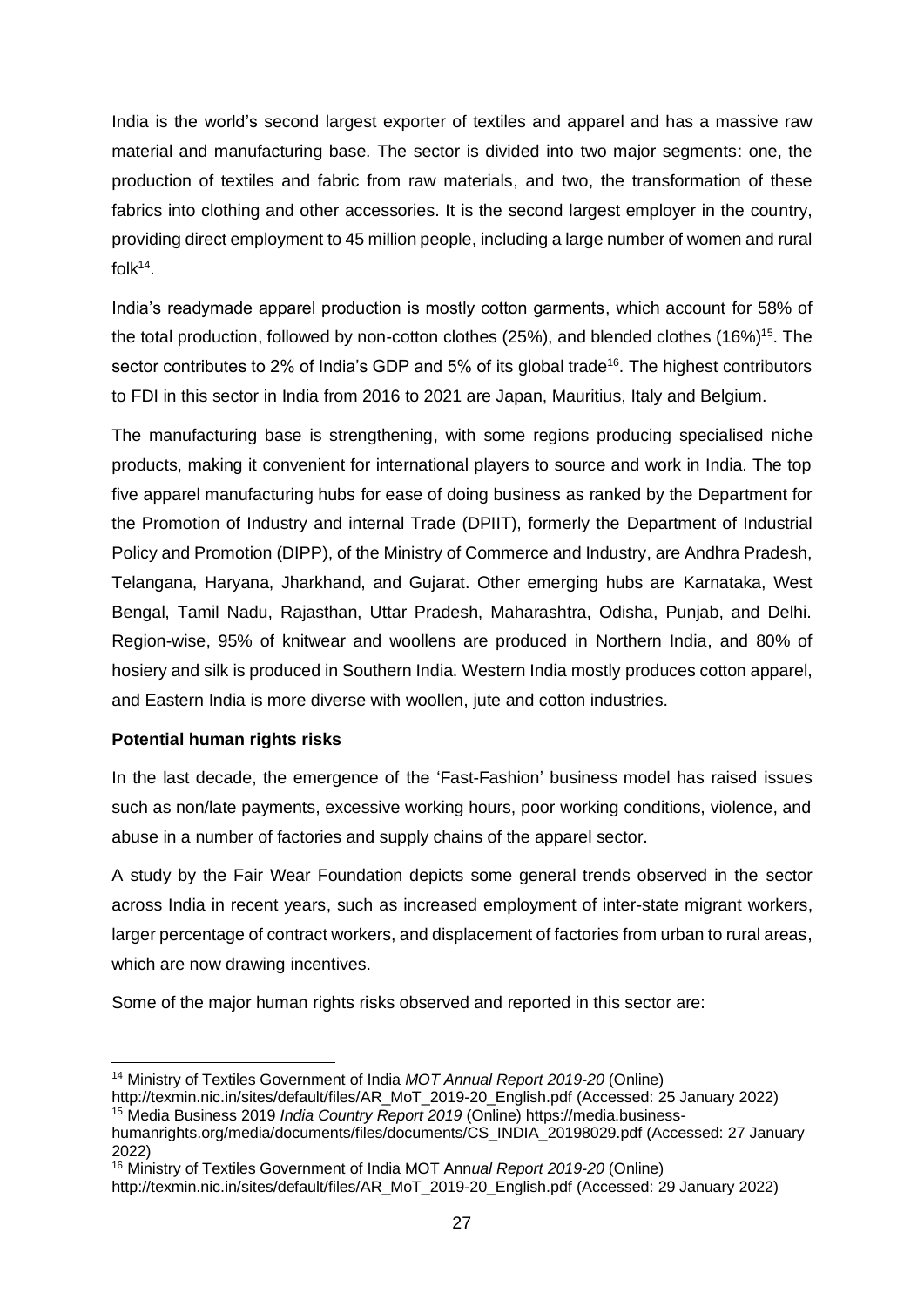India is the world's second largest exporter of textiles and apparel and has a massive raw material and manufacturing base. The sector is divided into two major segments: one, the production of textiles and fabric from raw materials, and two, the transformation of these fabrics into clothing and other accessories. It is the second largest employer in the country, providing direct employment to 45 million people, including a large number of women and rural folk[14].

India's readymade apparel production is mostly cotton garments, which account for 58% of the total production, followed by non-cotton clothes (25%), and blended clothes (16%)[15]. The sector contributes to 2% of India's GDP and 5% of its global trade[16]. The highest contributors to FDI in this sector in India from 2016 to 2021 are Japan, Mauritius, Italy and Belgium.

The manufacturing base is strengthening, with some regions producing specialised niche products, making it convenient for international players to source and work in India. The top five apparel manufacturing hubs for ease of doing business as ranked by the Department for the Promotion of Industry and internal Trade (DPIIT), formerly the Department of Industrial Policy and Promotion (DIPP), of the Ministry of Commerce and Industry, are Andhra Pradesh, Telangana, Haryana, Jharkhand, and Gujarat. Other emerging hubs are Karnataka, West Bengal, Tamil Nadu, Rajasthan, Uttar Pradesh, Maharashtra, Odisha, Punjab, and Delhi. Region-wise, 95% of knitwear and woollens are produced in Northern India, and 80% of hosiery and silk is produced in Southern India. Western India mostly produces cotton apparel, and Eastern India is more diverse with woollen, jute and cotton industries.

**Potential human rights risks**

In the last decade, the emergence of the 'Fast-Fashion' business model has raised issues such as non/late payments, excessive working hours, poor working conditions, violence, and abuse in a number of factories and supply chains of the apparel sector.

A study by the Fair Wear Foundation depicts some general trends observed in the sector across India in recent years, such as increased employment of inter-state migrant workers, larger percentage of contract workers, and displacement of factories from urban to rural areas, which are now drawing incentives.

Some of the major human rights risks observed and reported in this sector are:

---

[14] Ministry of Textiles Government of India *MOT Annual Report 2019-20* (Online) http://texmin.nic.in/sites/default/files/AR_MoT_2019-20_English.pdf (Accessed: 25 January 2022)

[15] Media Business 2019 *India Country Report 2019* (Online) https://media.business-humanrights.org/media/documents/files/documents/CS_INDIA_20198029.pdf (Accessed: 27 January 2022)

[16] Ministry of Textiles Government of India MOT Ann*ual Report 2019-20* (Online) http://texmin.nic.in/sites/default/files/AR_MoT_2019-20_English.pdf (Accessed: 29 January 2022)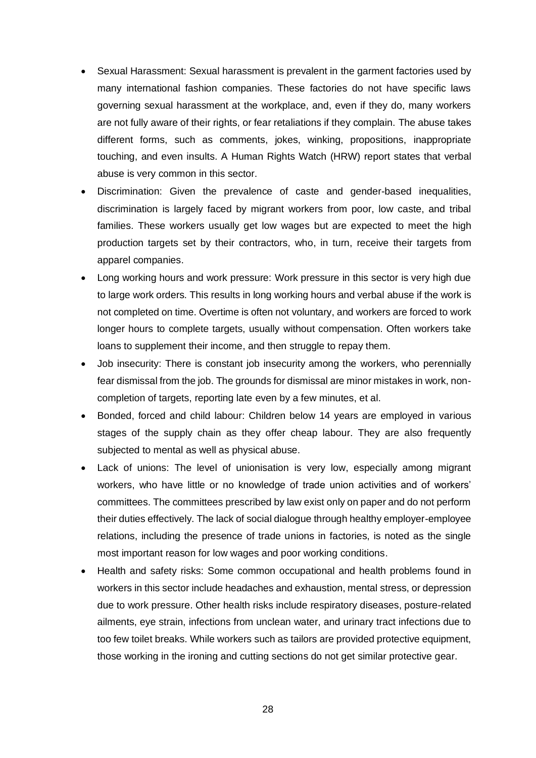- Sexual Harassment: Sexual harassment is prevalent in the garment factories used by many international fashion companies. These factories do not have specific laws governing sexual harassment at the workplace, and, even if they do, many workers are not fully aware of their rights, or fear retaliations if they complain. The abuse takes different forms, such as comments, jokes, winking, propositions, inappropriate touching, and even insults. A Human Rights Watch (HRW) report states that verbal abuse is very common in this sector.
- Discrimination: Given the prevalence of caste and gender-based inequalities, discrimination is largely faced by migrant workers from poor, low caste, and tribal families. These workers usually get low wages but are expected to meet the high production targets set by their contractors, who, in turn, receive their targets from apparel companies.
- Long working hours and work pressure: Work pressure in this sector is very high due to large work orders. This results in long working hours and verbal abuse if the work is not completed on time. Overtime is often not voluntary, and workers are forced to work longer hours to complete targets, usually without compensation. Often workers take loans to supplement their income, and then struggle to repay them.
- Job insecurity: There is constant job insecurity among the workers, who perennially fear dismissal from the job. The grounds for dismissal are minor mistakes in work, non-completion of targets, reporting late even by a few minutes, et al.
- Bonded, forced and child labour: Children below 14 years are employed in various stages of the supply chain as they offer cheap labour. They are also frequently subjected to mental as well as physical abuse.
- Lack of unions: The level of unionisation is very low, especially among migrant workers, who have little or no knowledge of trade union activities and of workers' committees. The committees prescribed by law exist only on paper and do not perform their duties effectively. The lack of social dialogue through healthy employer-employee relations, including the presence of trade unions in factories, is noted as the single most important reason for low wages and poor working conditions.
- Health and safety risks: Some common occupational and health problems found in workers in this sector include headaches and exhaustion, mental stress, or depression due to work pressure. Other health risks include respiratory diseases, posture-related ailments, eye strain, infections from unclean water, and urinary tract infections due to too few toilet breaks. While workers such as tailors are provided protective equipment, those working in the ironing and cutting sections do not get similar protective gear.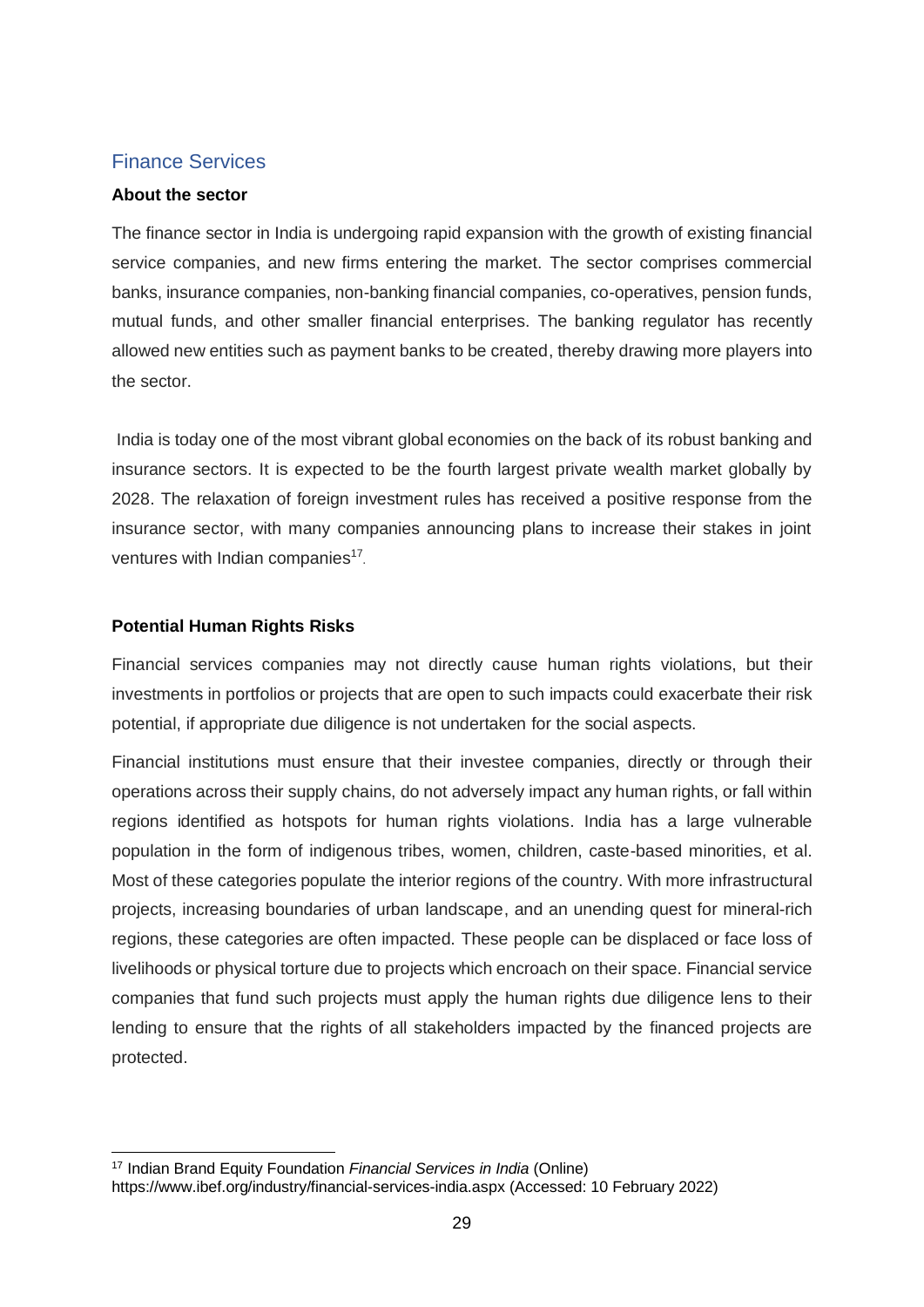## Finance Services

**About the sector**

The finance sector in India is undergoing rapid expansion with the growth of existing financial service companies, and new firms entering the market. The sector comprises commercial banks, insurance companies, non-banking financial companies, co-operatives, pension funds, mutual funds, and other smaller financial enterprises. The banking regulator has recently allowed new entities such as payment banks to be created, thereby drawing more players into the sector.

India is today one of the most vibrant global economies on the back of its robust banking and insurance sectors. It is expected to be the fourth largest private wealth market globally by 2028. The relaxation of foreign investment rules has received a positive response from the insurance sector, with many companies announcing plans to increase their stakes in joint ventures with Indian companies[17].

**Potential Human Rights Risks**

Financial services companies may not directly cause human rights violations, but their investments in portfolios or projects that are open to such impacts could exacerbate their risk potential, if appropriate due diligence is not undertaken for the social aspects.

Financial institutions must ensure that their investee companies, directly or through their operations across their supply chains, do not adversely impact any human rights, or fall within regions identified as hotspots for human rights violations. India has a large vulnerable population in the form of indigenous tribes, women, children, caste-based minorities, et al. Most of these categories populate the interior regions of the country. With more infrastructural projects, increasing boundaries of urban landscape, and an unending quest for mineral-rich regions, these categories are often impacted. These people can be displaced or face loss of livelihoods or physical torture due to projects which encroach on their space. Financial service companies that fund such projects must apply the human rights due diligence lens to their lending to ensure that the rights of all stakeholders impacted by the financed projects are protected.

---

[17] Indian Brand Equity Foundation *Financial Services in India* (Online) https://www.ibef.org/industry/financial-services-india.aspx (Accessed: 10 February 2022)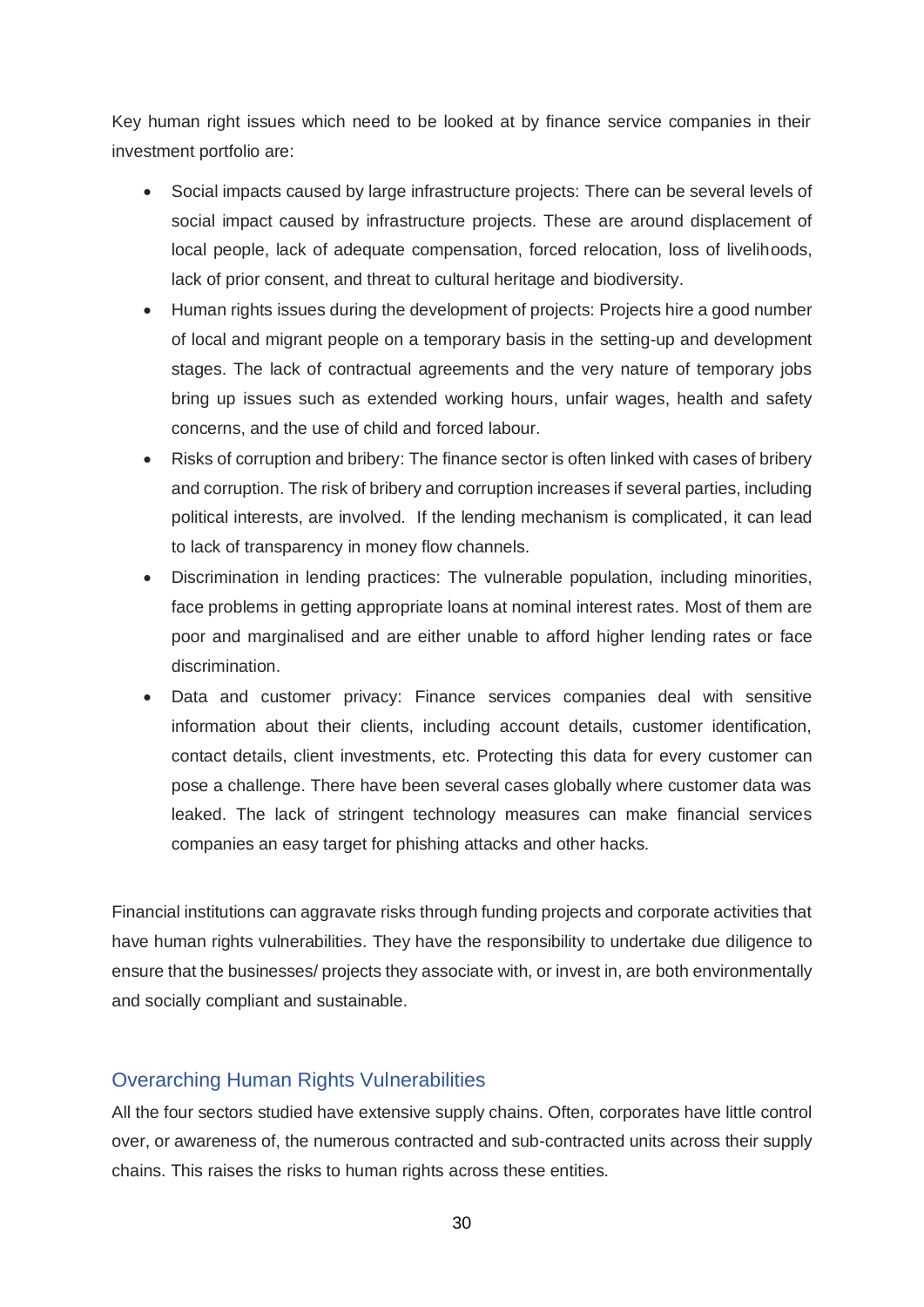Key human right issues which need to be looked at by finance service companies in their investment portfolio are:

- Social impacts caused by large infrastructure projects: There can be several levels of social impact caused by infrastructure projects. These are around displacement of local people, lack of adequate compensation, forced relocation, loss of livelihoods, lack of prior consent, and threat to cultural heritage and biodiversity.
- Human rights issues during the development of projects: Projects hire a good number of local and migrant people on a temporary basis in the setting-up and development stages. The lack of contractual agreements and the very nature of temporary jobs bring up issues such as extended working hours, unfair wages, health and safety concerns, and the use of child and forced labour.
- Risks of corruption and bribery: The finance sector is often linked with cases of bribery and corruption. The risk of bribery and corruption increases if several parties, including political interests, are involved. If the lending mechanism is complicated, it can lead to lack of transparency in money flow channels.
- Discrimination in lending practices: The vulnerable population, including minorities, face problems in getting appropriate loans at nominal interest rates. Most of them are poor and marginalised and are either unable to afford higher lending rates or face discrimination.
- Data and customer privacy: Finance services companies deal with sensitive information about their clients, including account details, customer identification, contact details, client investments, etc. Protecting this data for every customer can pose a challenge. There have been several cases globally where customer data was leaked. The lack of stringent technology measures can make financial services companies an easy target for phishing attacks and other hacks.

Financial institutions can aggravate risks through funding projects and corporate activities that have human rights vulnerabilities. They have the responsibility to undertake due diligence to ensure that the businesses/ projects they associate with, or invest in, are both environmentally and socially compliant and sustainable.

## Overarching Human Rights Vulnerabilities

All the four sectors studied have extensive supply chains. Often, corporates have little control over, or awareness of, the numerous contracted and sub-contracted units across their supply chains. This raises the risks to human rights across these entities.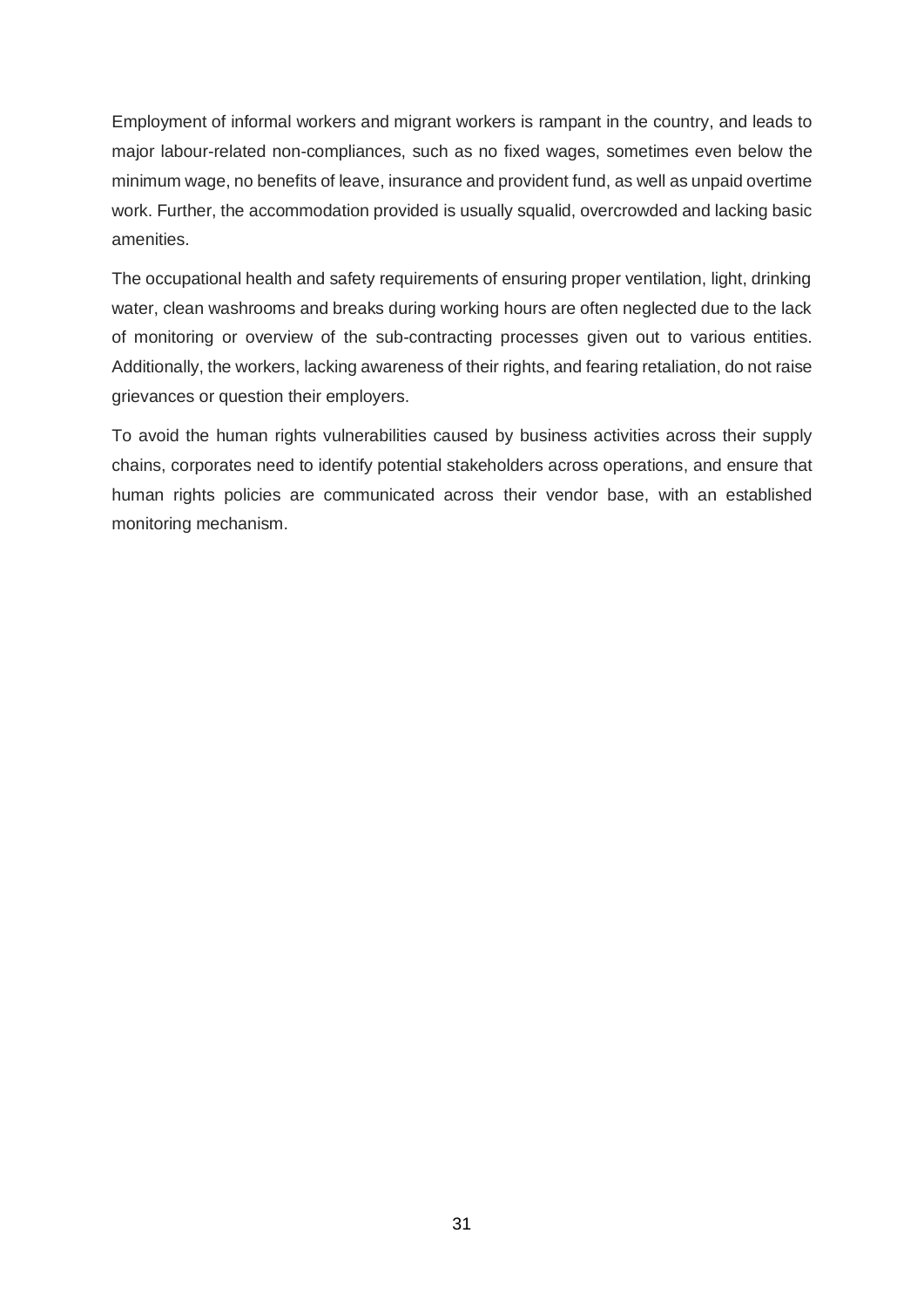Employment of informal workers and migrant workers is rampant in the country, and leads to major labour-related non-compliances, such as no fixed wages, sometimes even below the minimum wage, no benefits of leave, insurance and provident fund, as well as unpaid overtime work. Further, the accommodation provided is usually squalid, overcrowded and lacking basic amenities.

The occupational health and safety requirements of ensuring proper ventilation, light, drinking water, clean washrooms and breaks during working hours are often neglected due to the lack of monitoring or overview of the sub-contracting processes given out to various entities. Additionally, the workers, lacking awareness of their rights, and fearing retaliation, do not raise grievances or question their employers.

To avoid the human rights vulnerabilities caused by business activities across their supply chains, corporates need to identify potential stakeholders across operations, and ensure that human rights policies are communicated across their vendor base, with an established monitoring mechanism.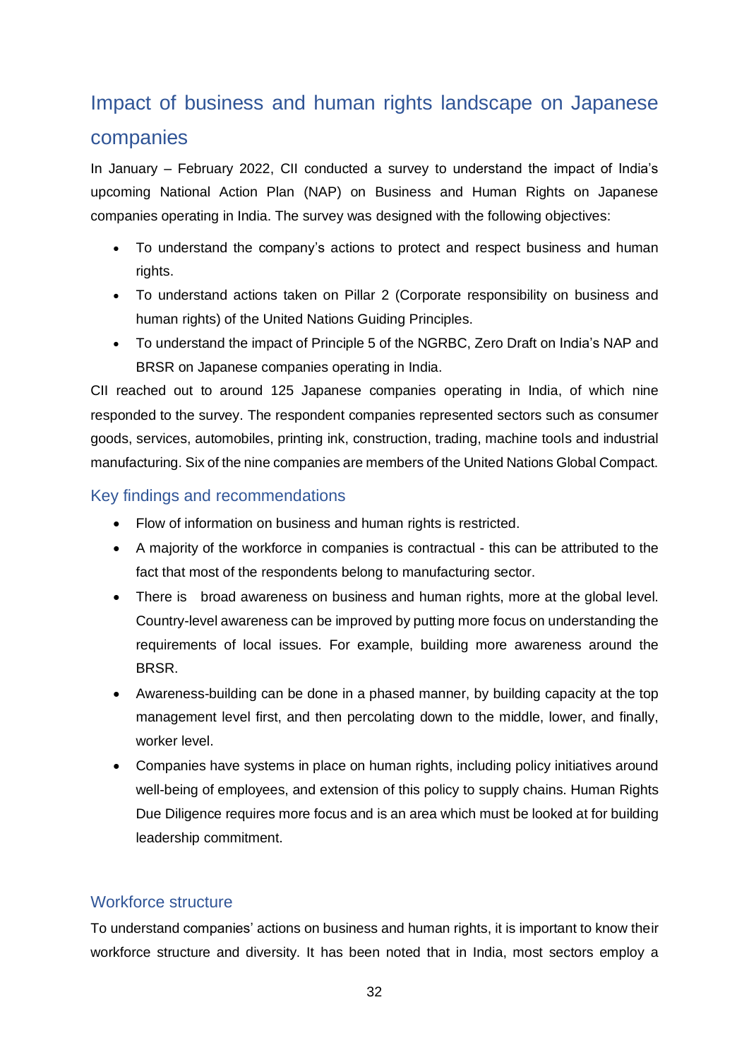## Impact of business and human rights landscape on Japanese companies

In January – February 2022, CII conducted a survey to understand the impact of India's upcoming National Action Plan (NAP) on Business and Human Rights on Japanese companies operating in India. The survey was designed with the following objectives:

- To understand the company's actions to protect and respect business and human rights.
- To understand actions taken on Pillar 2 (Corporate responsibility on business and human rights) of the United Nations Guiding Principles.
- To understand the impact of Principle 5 of the NGRBC, Zero Draft on India's NAP and BRSR on Japanese companies operating in India.

CII reached out to around 125 Japanese companies operating in India, of which nine responded to the survey. The respondent companies represented sectors such as consumer goods, services, automobiles, printing ink, construction, trading, machine tools and industrial manufacturing. Six of the nine companies are members of the United Nations Global Compact.

### Key findings and recommendations

- Flow of information on business and human rights is restricted.
- A majority of the workforce in companies is contractual - this can be attributed to the fact that most of the respondents belong to manufacturing sector.
- There is broad awareness on business and human rights, more at the global level. Country-level awareness can be improved by putting more focus on understanding the requirements of local issues. For example, building more awareness around the BRSR.
- Awareness-building can be done in a phased manner, by building capacity at the top management level first, and then percolating down to the middle, lower, and finally, worker level.
- Companies have systems in place on human rights, including policy initiatives around well-being of employees, and extension of this policy to supply chains. Human Rights Due Diligence requires more focus and is an area which must be looked at for building leadership commitment.

### Workforce structure

To understand companies' actions on business and human rights, it is important to know their workforce structure and diversity. It has been noted that in India, most sectors employ a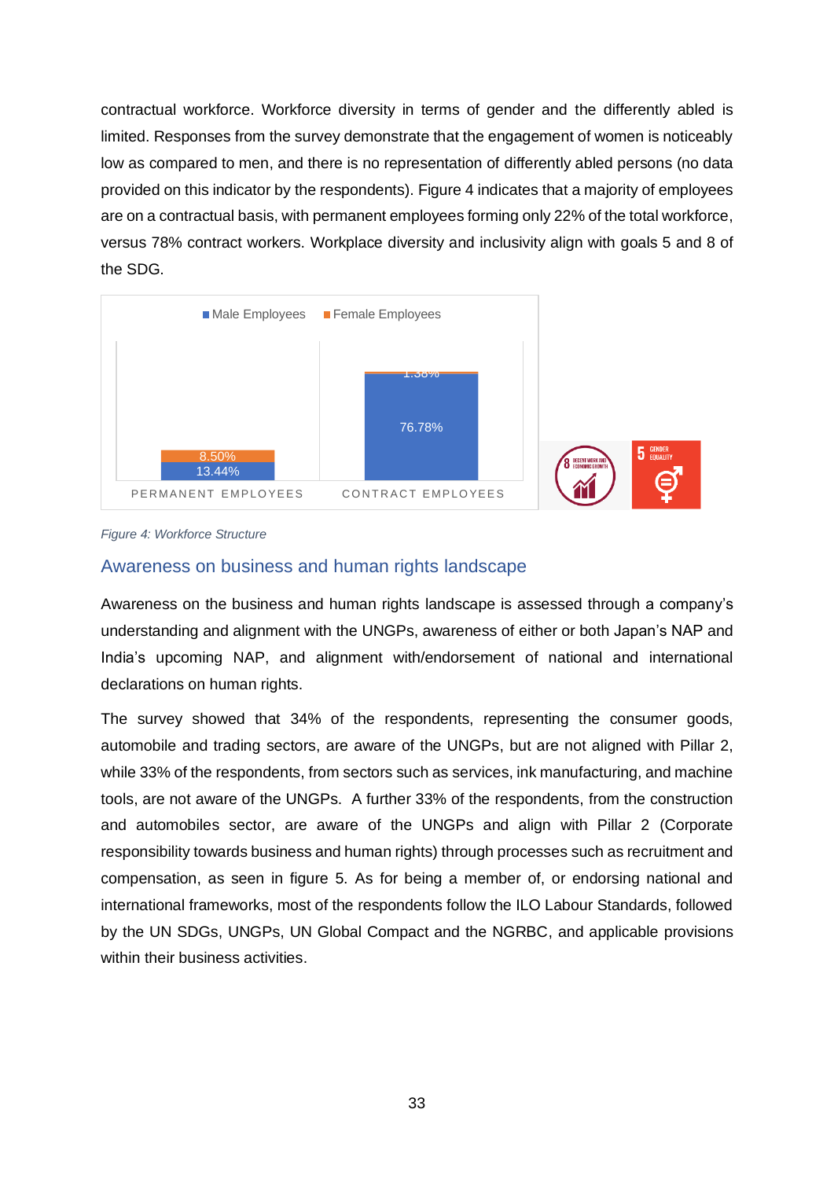contractual workforce. Workforce diversity in terms of gender and the differently abled is limited. Responses from the survey demonstrate that the engagement of women is noticeably low as compared to men, and there is no representation of differently abled persons (no data provided on this indicator by the respondents). Figure 4 indicates that a majority of employees are on a contractual basis, with permanent employees forming only 22% of the total workforce, versus 78% contract workers. Workplace diversity and inclusivity align with goals 5 and 8 of the SDG.

| | Male Employees | Female Employees |
|---|---|---|
| Permanent Employees | 13.44% | 8.50% |
| Contract Employees | 76.78% | 1.38% |

*Figure 4: Workforce Structure*

## Awareness on business and human rights landscape

Awareness on the business and human rights landscape is assessed through a company's understanding and alignment with the UNGPs, awareness of either or both Japan's NAP and India's upcoming NAP, and alignment with/endorsement of national and international declarations on human rights.

The survey showed that 34% of the respondents, representing the consumer goods, automobile and trading sectors, are aware of the UNGPs, but are not aligned with Pillar 2, while 33% of the respondents, from sectors such as services, ink manufacturing, and machine tools, are not aware of the UNGPs. A further 33% of the respondents, from the construction and automobiles sector, are aware of the UNGPs and align with Pillar 2 (Corporate responsibility towards business and human rights) through processes such as recruitment and compensation, as seen in figure 5. As for being a member of, or endorsing national and international frameworks, most of the respondents follow the ILO Labour Standards, followed by the UN SDGs, UNGPs, UN Global Compact and the NGRBC, and applicable provisions within their business activities.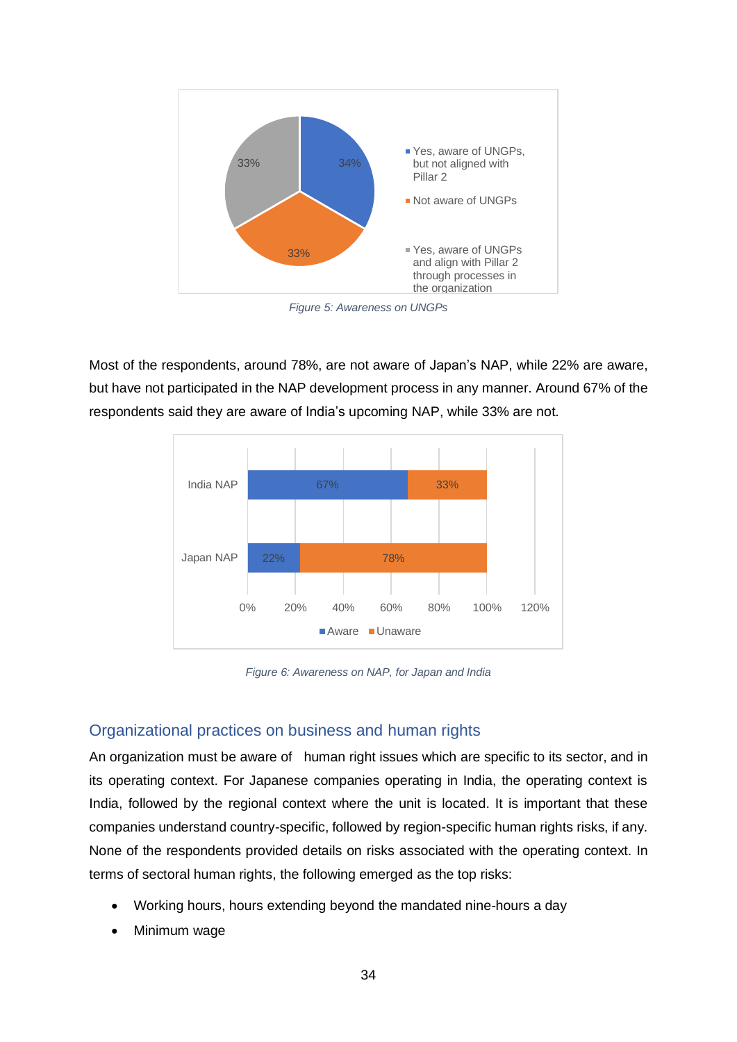Figure 5: Awareness on UNGPs

Most of the respondents, around 78%, are not aware of Japan's NAP, while 22% are aware, but have not participated in the NAP development process in any manner. Around 67% of the respondents said they are aware of India's upcoming NAP, while 33% are not.

Figure 6: Awareness on NAP, for Japan and India

## Organizational practices on business and human rights

An organization must be aware of human right issues which are specific to its sector, and in its operating context. For Japanese companies operating in India, the operating context is India, followed by the regional context where the unit is located. It is important that these companies understand country-specific, followed by region-specific human rights risks, if any. None of the respondents provided details on risks associated with the operating context. In terms of sectoral human rights, the following emerged as the top risks:

- Working hours, hours extending beyond the mandated nine-hours a day
- Minimum wage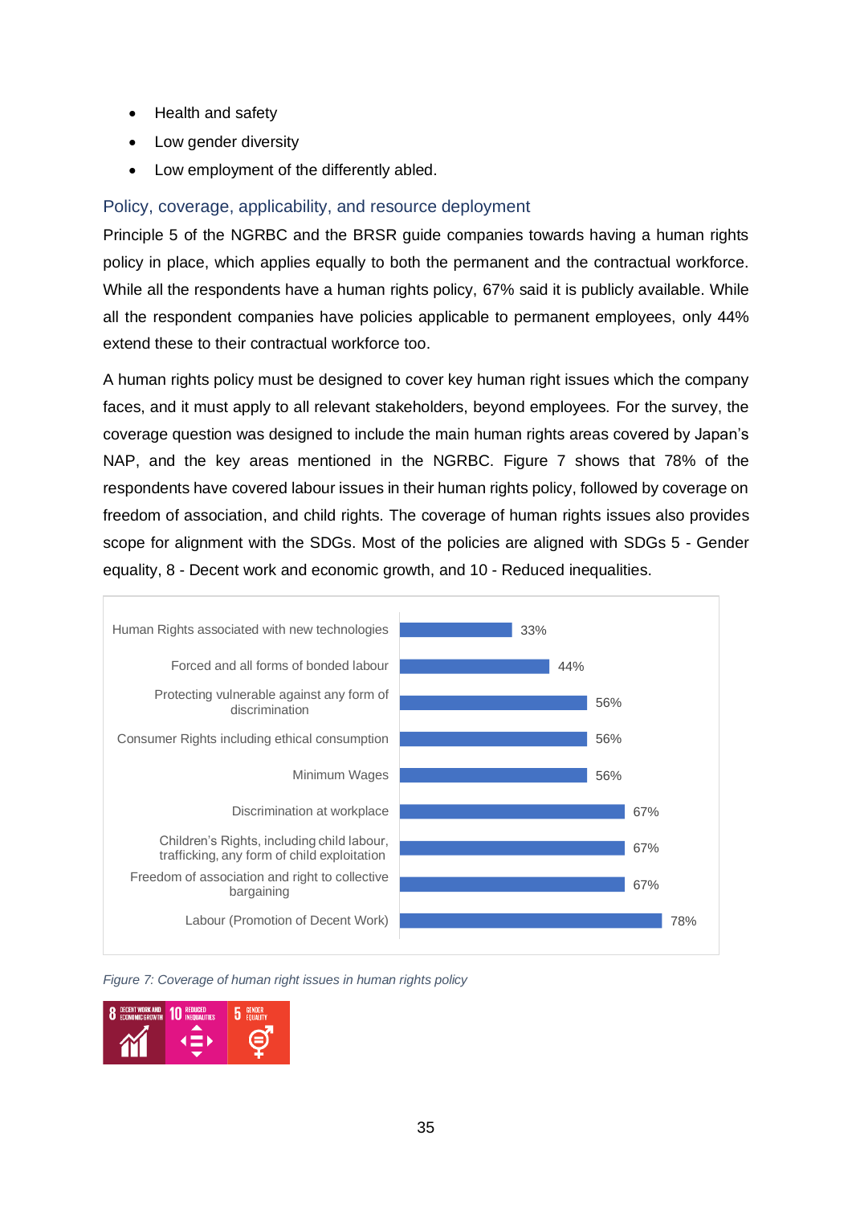- Health and safety
- Low gender diversity
- Low employment of the differently abled.

### Policy, coverage, applicability, and resource deployment

Principle 5 of the NGRBC and the BRSR guide companies towards having a human rights policy in place, which applies equally to both the permanent and the contractual workforce. While all the respondents have a human rights policy, 67% said it is publicly available. While all the respondent companies have policies applicable to permanent employees, only 44% extend these to their contractual workforce too.

A human rights policy must be designed to cover key human right issues which the company faces, and it must apply to all relevant stakeholders, beyond employees. For the survey, the coverage question was designed to include the main human rights areas covered by Japan's NAP, and the key areas mentioned in the NGRBC. Figure 7 shows that 78% of the respondents have covered labour issues in their human rights policy, followed by coverage on freedom of association, and child rights. The coverage of human rights issues also provides scope for alignment with the SDGs. Most of the policies are aligned with SDGs 5 - Gender equality, 8 - Decent work and economic growth, and 10 - Reduced inequalities.

| Human rights issue | Coverage |
|---|---|
| Human Rights associated with new technologies | 33% |
| Forced and all forms of bonded labour | 44% |
| Protecting vulnerable against any form of discrimination | 56% |
| Consumer Rights including ethical consumption | 56% |
| Minimum Wages | 56% |
| Discrimination at workplace | 67% |
| Children's Rights, including child labour, trafficking, any form of child exploitation | 67% |
| Freedom of association and right to collective bargaining | 67% |
| Labour (Promotion of Decent Work) | 78% |

*Figure 7: Coverage of human right issues in human rights policy*

8 DECENT WORK AND ECONOMIC GROWTH | 10 REDUCED INEQUALITIES | 5 GENDER EQUALITY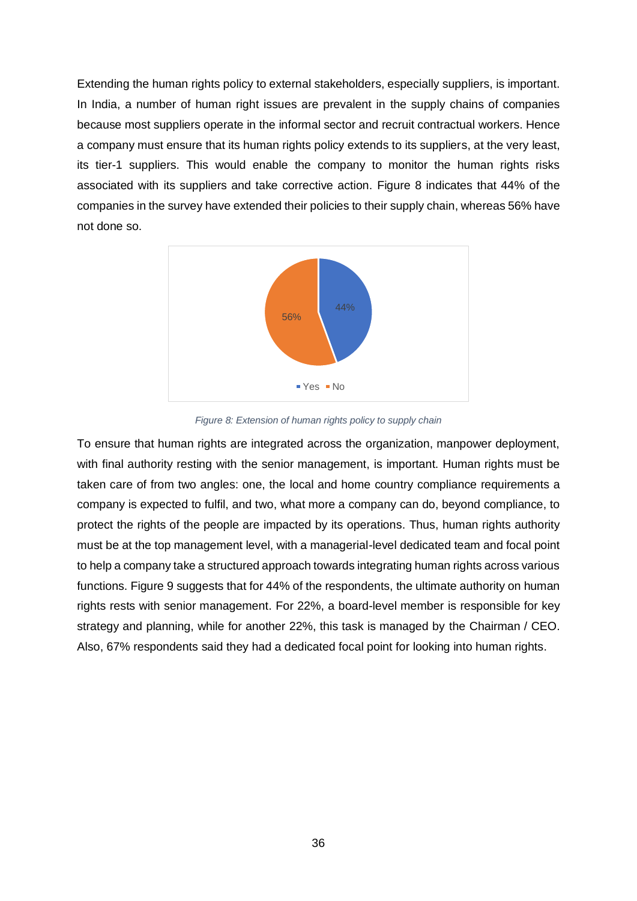Extending the human rights policy to external stakeholders, especially suppliers, is important. In India, a number of human right issues are prevalent in the supply chains of companies because most suppliers operate in the informal sector and recruit contractual workers. Hence a company must ensure that its human rights policy extends to its suppliers, at the very least, its tier-1 suppliers. This would enable the company to monitor the human rights risks associated with its suppliers and take corrective action. Figure 8 indicates that 44% of the companies in the survey have extended their policies to their supply chain, whereas 56% have not done so.

*Figure 8: Extension of human rights policy to supply chain*

To ensure that human rights are integrated across the organization, manpower deployment, with final authority resting with the senior management, is important. Human rights must be taken care of from two angles: one, the local and home country compliance requirements a company is expected to fulfil, and two, what more a company can do, beyond compliance, to protect the rights of the people are impacted by its operations. Thus, human rights authority must be at the top management level, with a managerial-level dedicated team and focal point to help a company take a structured approach towards integrating human rights across various functions. Figure 9 suggests that for 44% of the respondents, the ultimate authority on human rights rests with senior management. For 22%, a board-level member is responsible for key strategy and planning, while for another 22%, this task is managed by the Chairman / CEO. Also, 67% respondents said they had a dedicated focal point for looking into human rights.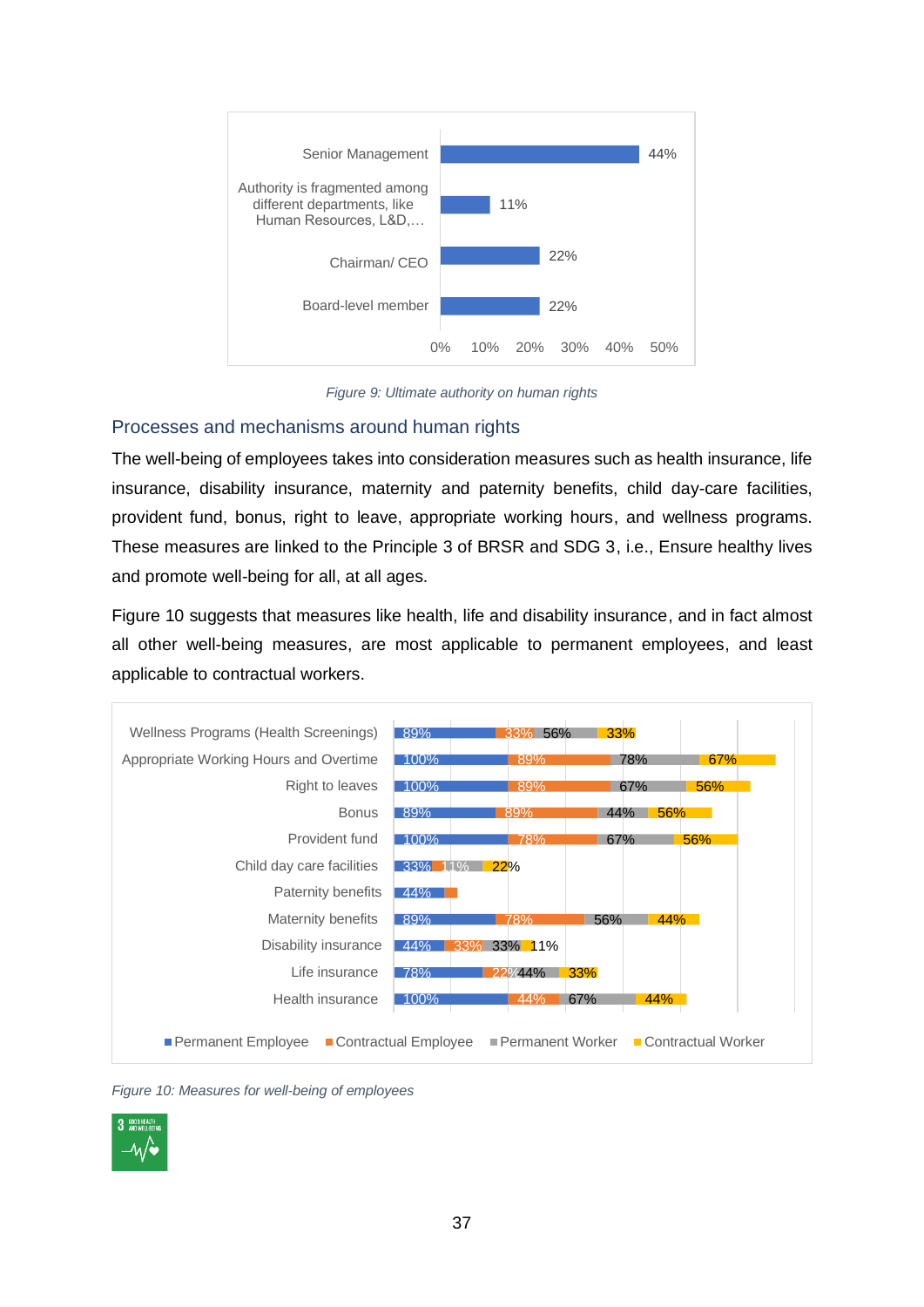| | Value |
|---|---|
| Senior Management | 44% |
| Authority is fragmented among different departments, like Human Resources, L&D,… | 11% |
| Chairman/ CEO | 22% |
| Board-level member | 22% |

*Figure 9: Ultimate authority on human rights*

## Processes and mechanisms around human rights

The well-being of employees takes into consideration measures such as health insurance, life insurance, disability insurance, maternity and paternity benefits, child day-care facilities, provident fund, bonus, right to leave, appropriate working hours, and wellness programs. These measures are linked to the Principle 3 of BRSR and SDG 3, i.e., Ensure healthy lives and promote well-being for all, at all ages.

Figure 10 suggests that measures like health, life and disability insurance, and in fact almost all other well-being measures, are most applicable to permanent employees, and least applicable to contractual workers.

| Measure | Permanent Employee | Contractual Employee | Permanent Worker | Contractual Worker |
|---|---|---|---|---|
| Wellness Programs (Health Screenings) | 89% | 33% | 56% | 33% |
| Appropriate Working Hours and Overtime | 100% | 89% | 78% | 67% |
| Right to leaves | 100% | 89% | 67% | 56% |
| Bonus | 89% | 89% | 44% | 56% |
| Provident fund | 100% | 78% | 67% | 56% |
| Child day care facilities | 33% | 11% | 22% | |
| Paternity benefits | 44% | | | |
| Maternity benefits | 89% | 78% | 56% | 44% |
| Disability insurance | 44% | 33% | 33% | 11% |
| Life insurance | 78% | 22% | 44% | 33% |
| Health insurance | 100% | 44% | 67% | 44% |

*Figure 10: Measures for well-being of employees*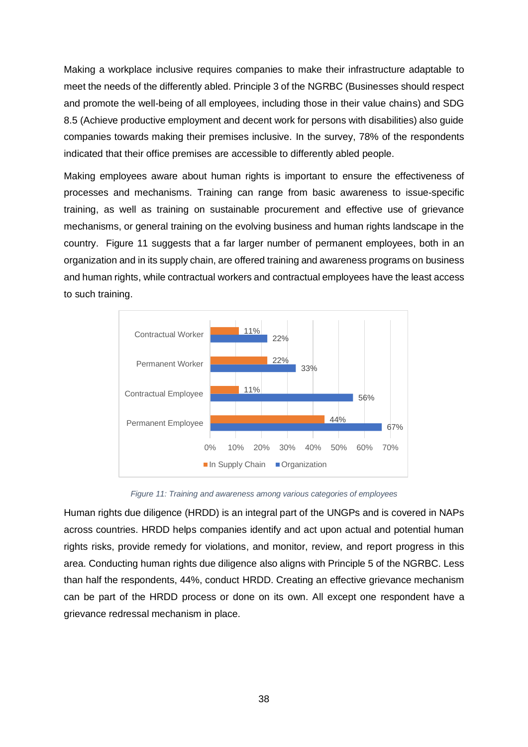Making a workplace inclusive requires companies to make their infrastructure adaptable to meet the needs of the differently abled. Principle 3 of the NGRBC (Businesses should respect and promote the well-being of all employees, including those in their value chains) and SDG 8.5 (Achieve productive employment and decent work for persons with disabilities) also guide companies towards making their premises inclusive. In the survey, 78% of the respondents indicated that their office premises are accessible to differently abled people.

Making employees aware about human rights is important to ensure the effectiveness of processes and mechanisms. Training can range from basic awareness to issue-specific training, as well as training on sustainable procurement and effective use of grievance mechanisms, or general training on the evolving business and human rights landscape in the country. Figure 11 suggests that a far larger number of permanent employees, both in an organization and in its supply chain, are offered training and awareness programs on business and human rights, while contractual workers and contractual employees have the least access to such training.

| | In Supply Chain | Organization |
|---|---|---|
| Contractual Worker | 11% | 22% |
| Permanent Worker | 22% | 33% |
| Contractual Employee | 11% | 56% |
| Permanent Employee | 44% | 67% |

*Figure 11: Training and awareness among various categories of employees*

Human rights due diligence (HRDD) is an integral part of the UNGPs and is covered in NAPs across countries. HRDD helps companies identify and act upon actual and potential human rights risks, provide remedy for violations, and monitor, review, and report progress in this area. Conducting human rights due diligence also aligns with Principle 5 of the NGRBC. Less than half the respondents, 44%, conduct HRDD. Creating an effective grievance mechanism can be part of the HRDD process or done on its own. All except one respondent have a grievance redressal mechanism in place.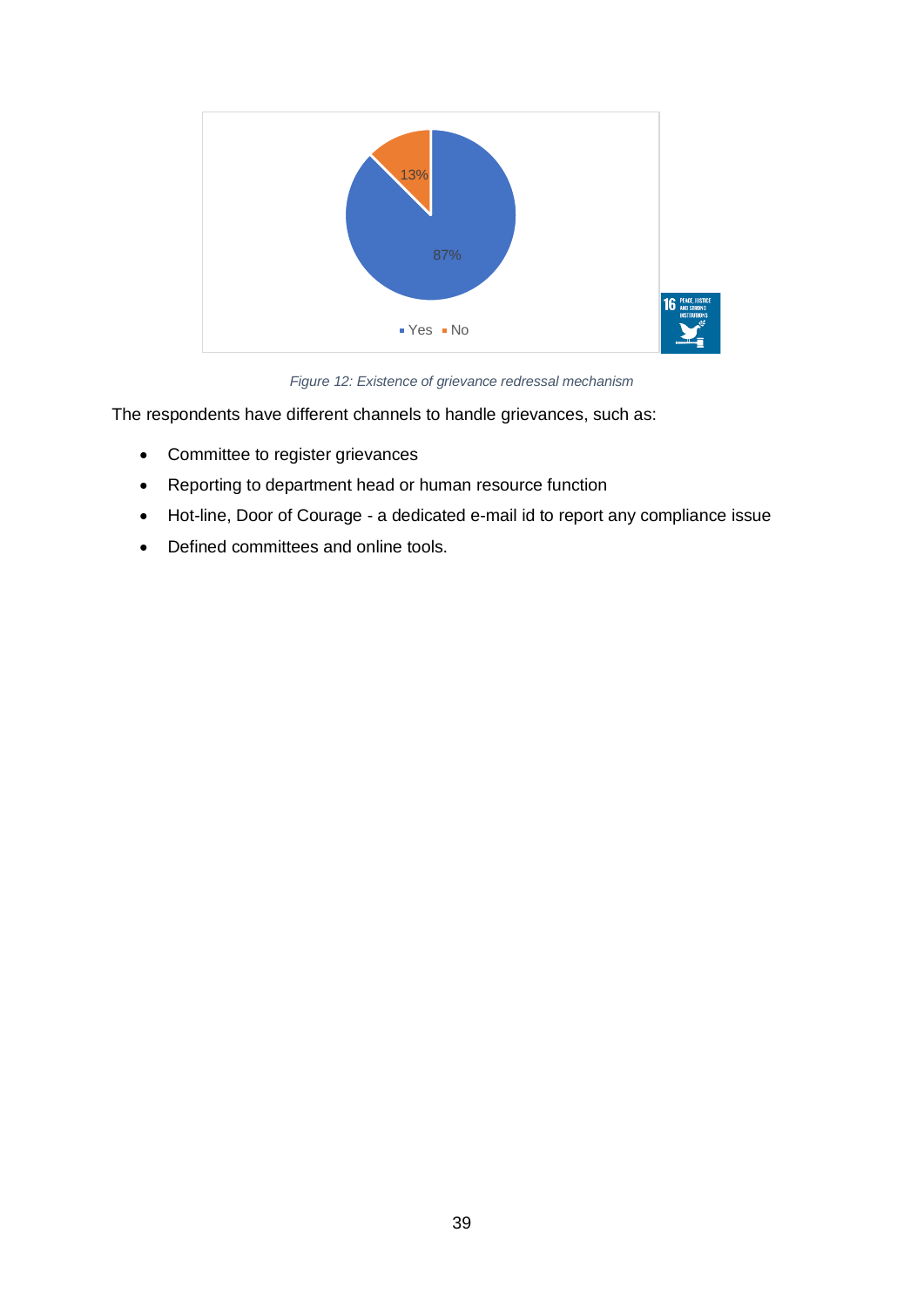*Figure 12: Existence of grievance redressal mechanism*

The respondents have different channels to handle grievances, such as:

- Committee to register grievances
- Reporting to department head or human resource function
- Hot-line, Door of Courage - a dedicated e-mail id to report any compliance issue
- Defined committees and online tools.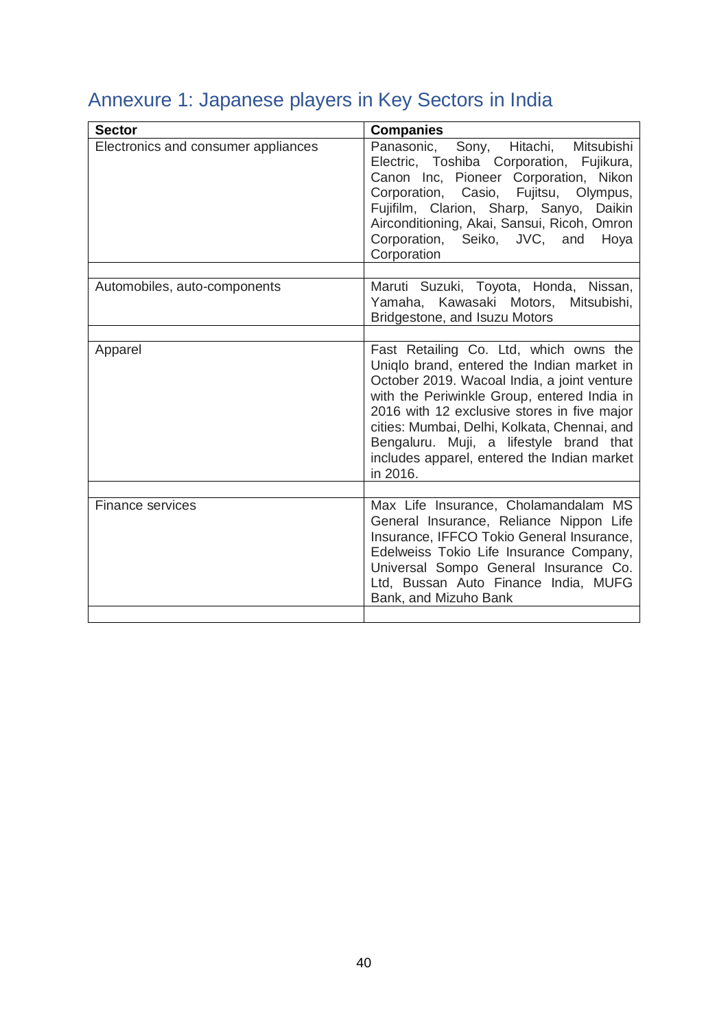## Annexure 1: Japanese players in Key Sectors in India

| Sector | Companies |
|---|---|
| Electronics and consumer appliances | Panasonic, Sony, Hitachi, Mitsubishi Electric, Toshiba Corporation, Fujikura, Canon Inc, Pioneer Corporation, Nikon Corporation, Casio, Fujitsu, Olympus, Fujifilm, Clarion, Sharp, Sanyo, Daikin Airconditioning, Akai, Sansui, Ricoh, Omron Corporation, Seiko, JVC, and Hoya Corporation |
| | |
| Automobiles, auto-components | Maruti Suzuki, Toyota, Honda, Nissan, Yamaha, Kawasaki Motors, Mitsubishi, Bridgestone, and Isuzu Motors |
| | |
| Apparel | Fast Retailing Co. Ltd, which owns the Uniqlo brand, entered the Indian market in October 2019. Wacoal India, a joint venture with the Periwinkle Group, entered India in 2016 with 12 exclusive stores in five major cities: Mumbai, Delhi, Kolkata, Chennai, and Bengaluru. Muji, a lifestyle brand that includes apparel, entered the Indian market in 2016. |
| | |
| Finance services | Max Life Insurance, Cholamandalam MS General Insurance, Reliance Nippon Life Insurance, IFFCO Tokio General Insurance, Edelweiss Tokio Life Insurance Company, Universal Sompo General Insurance Co. Ltd, Bussan Auto Finance India, MUFG Bank, and Mizuho Bank |
| | |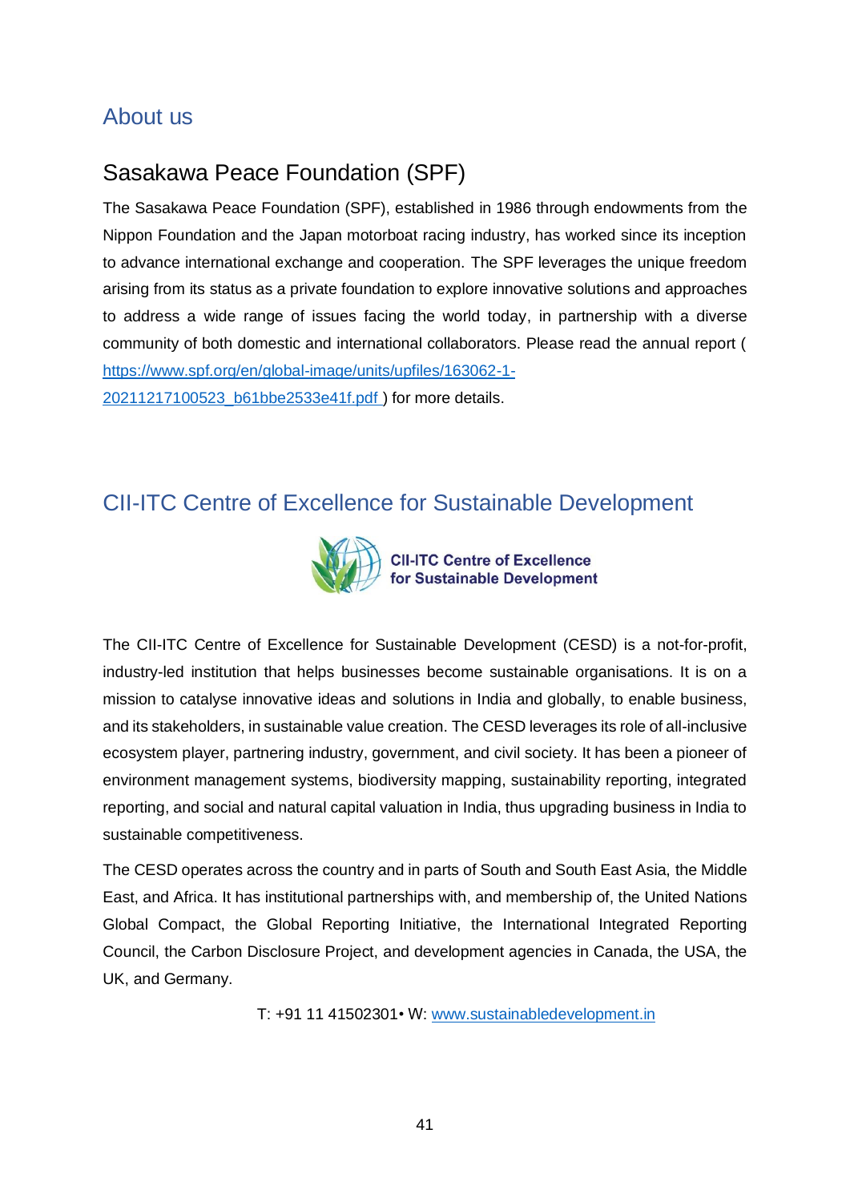## About us

### Sasakawa Peace Foundation (SPF)

The Sasakawa Peace Foundation (SPF), established in 1986 through endowments from the Nippon Foundation and the Japan motorboat racing industry, has worked since its inception to advance international exchange and cooperation. The SPF leverages the unique freedom arising from its status as a private foundation to explore innovative solutions and approaches to address a wide range of issues facing the world today, in partnership with a diverse community of both domestic and international collaborators. Please read the annual report ( https://www.spf.org/en/global-image/units/upfiles/163062-1-20211217100523_b61bbe2533e41f.pdf ) for more details.

## CII-ITC Centre of Excellence for Sustainable Development

CII-ITC Centre of Excellence for Sustainable Development

The CII-ITC Centre of Excellence for Sustainable Development (CESD) is a not-for-profit, industry-led institution that helps businesses become sustainable organisations. It is on a mission to catalyse innovative ideas and solutions in India and globally, to enable business, and its stakeholders, in sustainable value creation. The CESD leverages its role of all-inclusive ecosystem player, partnering industry, government, and civil society. It has been a pioneer of environment management systems, biodiversity mapping, sustainability reporting, integrated reporting, and social and natural capital valuation in India, thus upgrading business in India to sustainable competitiveness.

The CESD operates across the country and in parts of South and South East Asia, the Middle East, and Africa. It has institutional partnerships with, and membership of, the United Nations Global Compact, the Global Reporting Initiative, the International Integrated Reporting Council, the Carbon Disclosure Project, and development agencies in Canada, the USA, the UK, and Germany.

T: +91 11 41502301• W: www.sustainabledevelopment.in